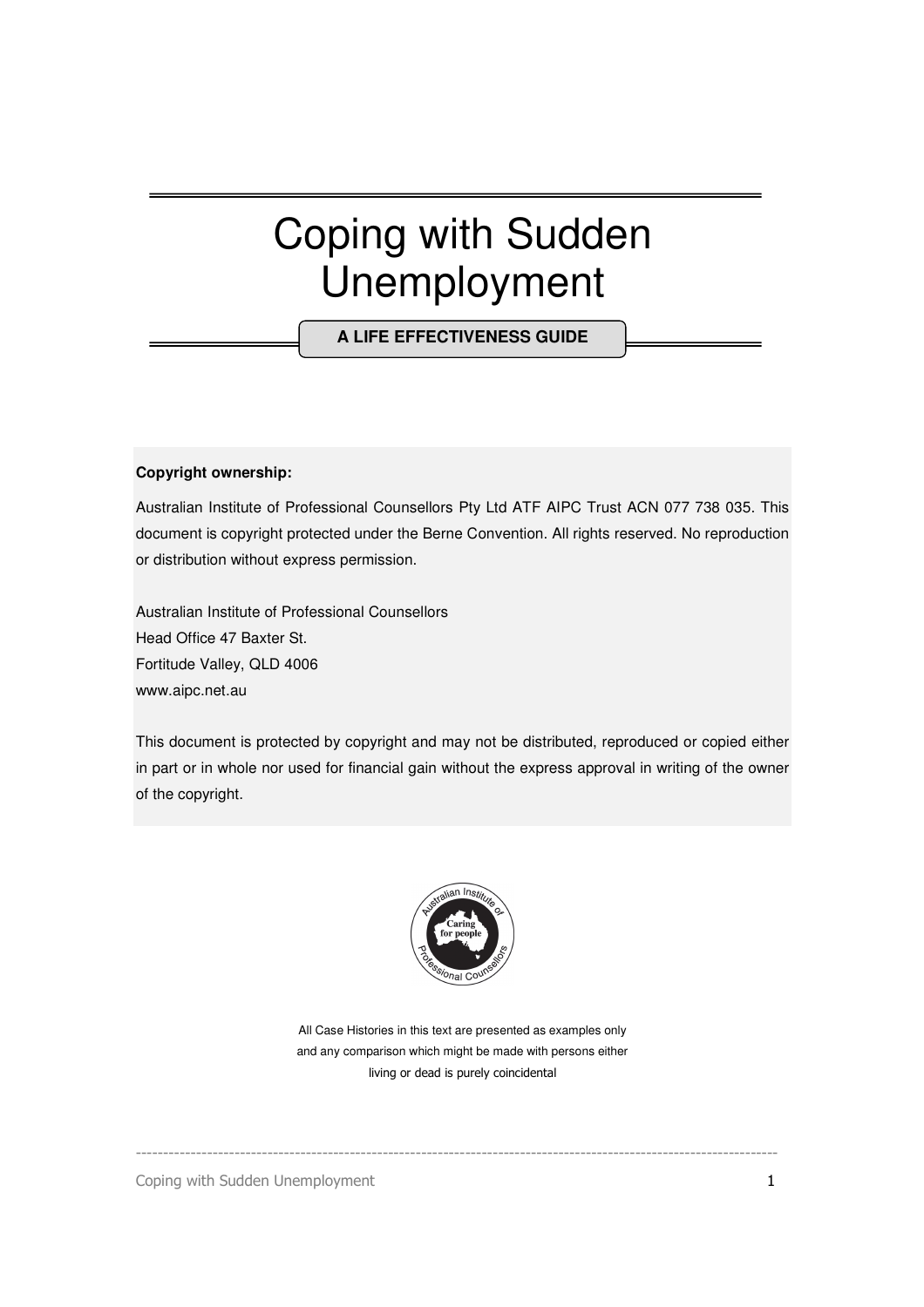# Coping with Sudden Unemployment

**A LIFE EFFECTIVENESS GUIDE**

**Copyright ownership:**

Australian Institute of Professional Counsellors Pty Ltd ATF AIPC Trust ACN 077 738 035. This document is copyright protected under the Berne Convention. All rights reserved. No reproduction or distribution without express permission.

Australian Institute of Professional Counsellors
Head Office 47 Baxter St.
Fortitude Valley, QLD 4006
www.aipc.net.au

This document is protected by copyright and may not be distributed, reproduced or copied either in part or in whole nor used for financial gain without the express approval in writing of the owner of the copyright.

All Case Histories in this text are presented as examples only and any comparison which might be made with persons either living or dead is purely coincidental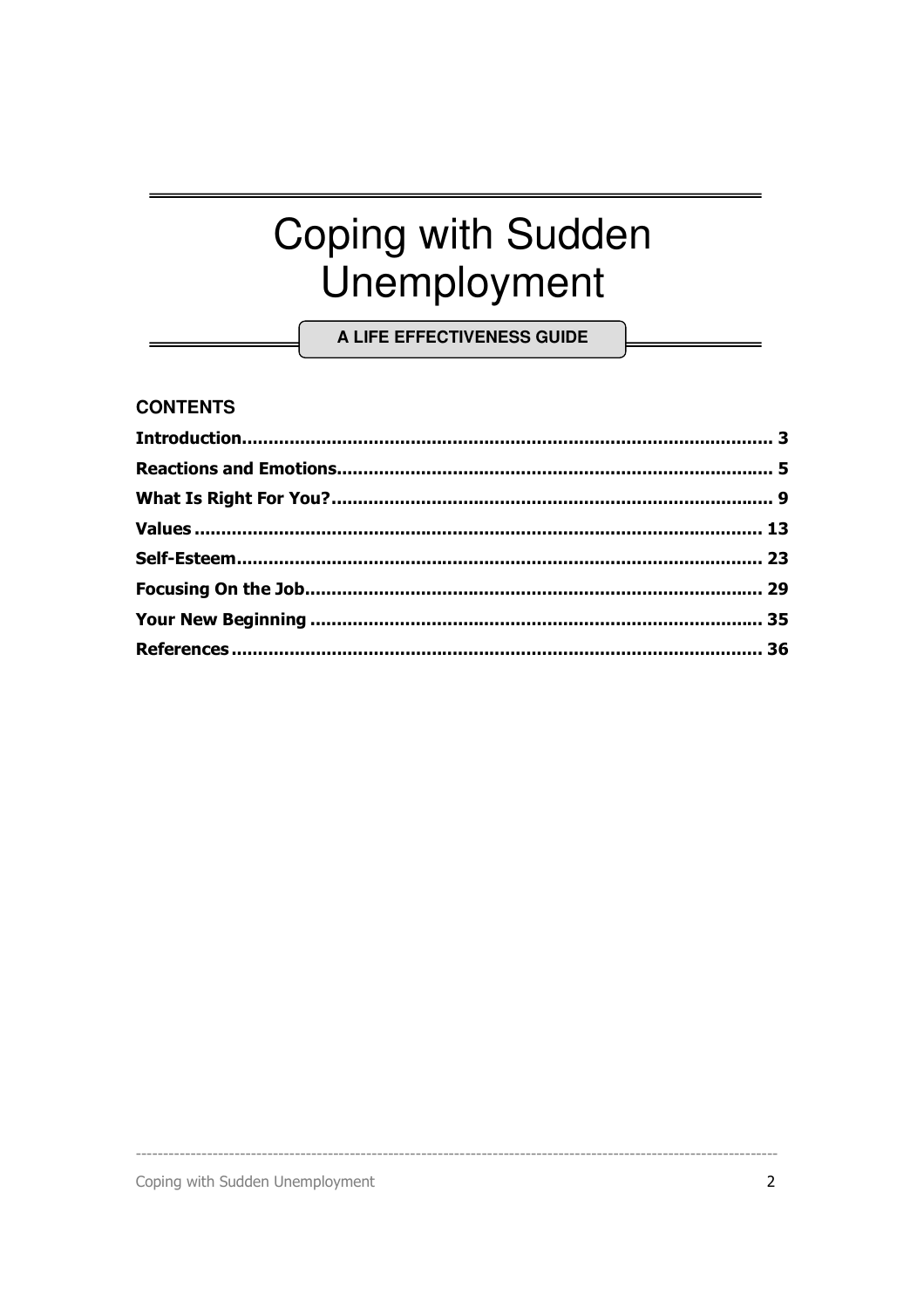# Coping with Sudden Unemployment

**A LIFE EFFECTIVENESS GUIDE**

## CONTENTS

**Introduction................................................................................................ 3**
**Reactions and Emotions.............................................................................. 5**
**What Is Right For You?............................................................................... 9**
**Values ...................................................................................................... 13**
**Self-Esteem............................................................................................... 23**
**Focusing On the Job.................................................................................. 29**
**Your New Beginning ................................................................................. 35**
**References ............................................................................................... 36**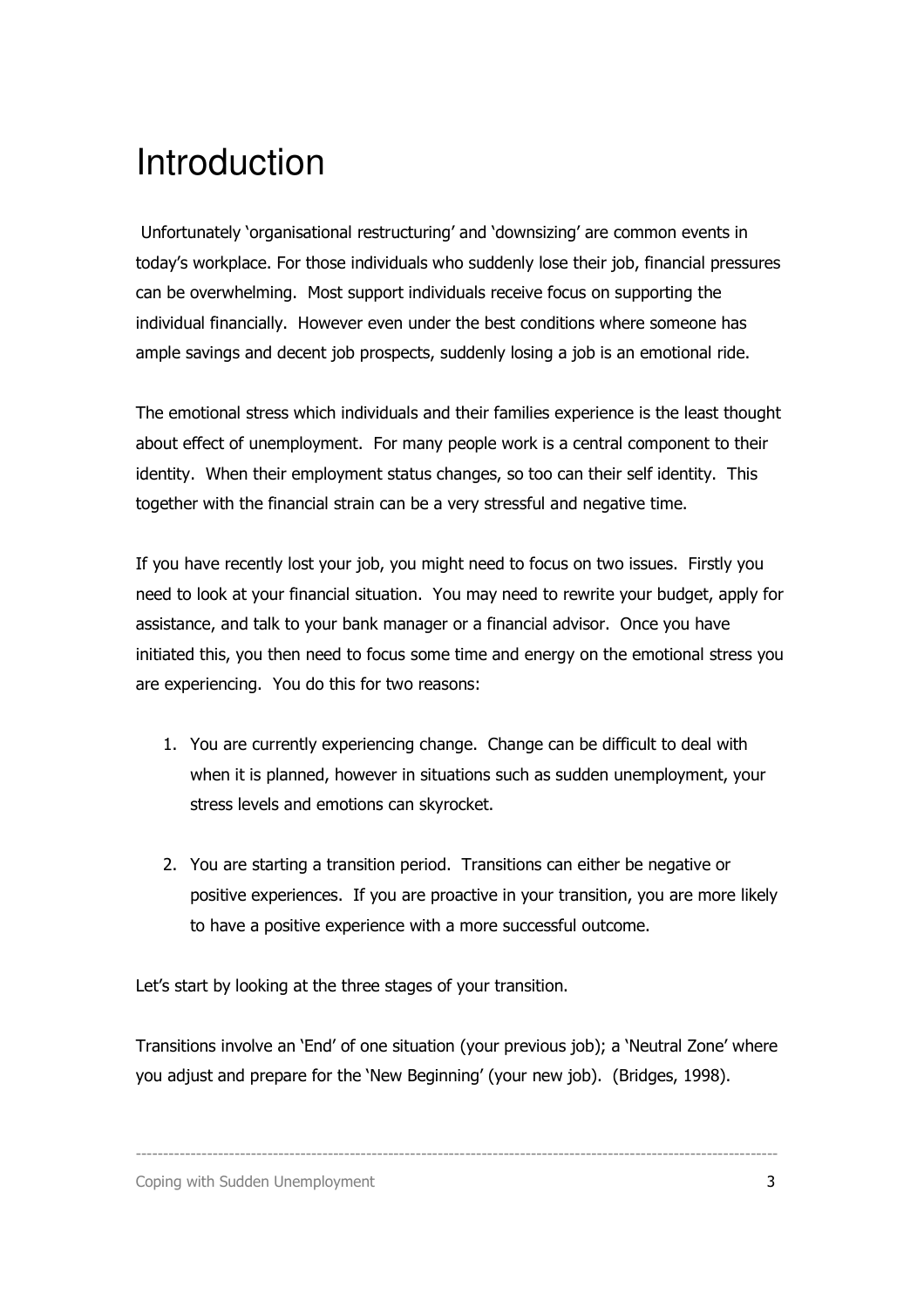# Introduction

Unfortunately 'organisational restructuring' and 'downsizing' are common events in today's workplace. For those individuals who suddenly lose their job, financial pressures can be overwhelming. Most support individuals receive focus on supporting the individual financially. However even under the best conditions where someone has ample savings and decent job prospects, suddenly losing a job is an emotional ride.

The emotional stress which individuals and their families experience is the least thought about effect of unemployment. For many people work is a central component to their identity. When their employment status changes, so too can their self identity. This together with the financial strain can be a very stressful and negative time.

If you have recently lost your job, you might need to focus on two issues. Firstly you need to look at your financial situation. You may need to rewrite your budget, apply for assistance, and talk to your bank manager or a financial advisor. Once you have initiated this, you then need to focus some time and energy on the emotional stress you are experiencing. You do this for two reasons:

1. You are currently experiencing change. Change can be difficult to deal with when it is planned, however in situations such as sudden unemployment, your stress levels and emotions can skyrocket.

2. You are starting a transition period. Transitions can either be negative or positive experiences. If you are proactive in your transition, you are more likely to have a positive experience with a more successful outcome.

Let's start by looking at the three stages of your transition.

Transitions involve an 'End' of one situation (your previous job); a 'Neutral Zone' where you adjust and prepare for the 'New Beginning' (your new job). (Bridges, 1998).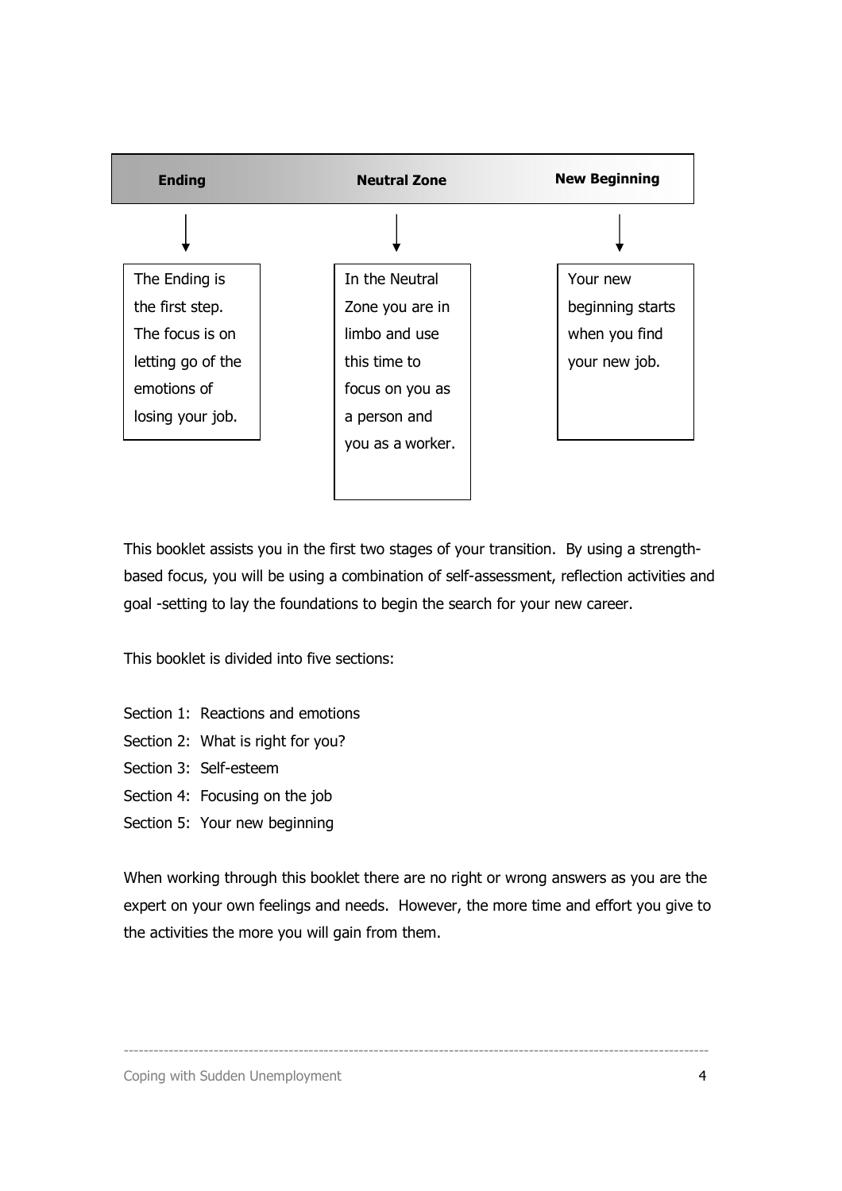**Ending** **Neutral Zone** **New Beginning**

The Ending is the first step. The focus is on letting go of the emotions of losing your job.

In the Neutral Zone you are in limbo and use this time to focus on you as a person and you as a worker.

Your new beginning starts when you find your new job.

This booklet assists you in the first two stages of your transition. By using a strength-based focus, you will be using a combination of self-assessment, reflection activities and goal -setting to lay the foundations to begin the search for your new career.

This booklet is divided into five sections:

Section 1: Reactions and emotions
Section 2: What is right for you?
Section 3: Self-esteem
Section 4: Focusing on the job
Section 5: Your new beginning

When working through this booklet there are no right or wrong answers as you are the expert on your own feelings and needs. However, the more time and effort you give to the activities the more you will gain from them.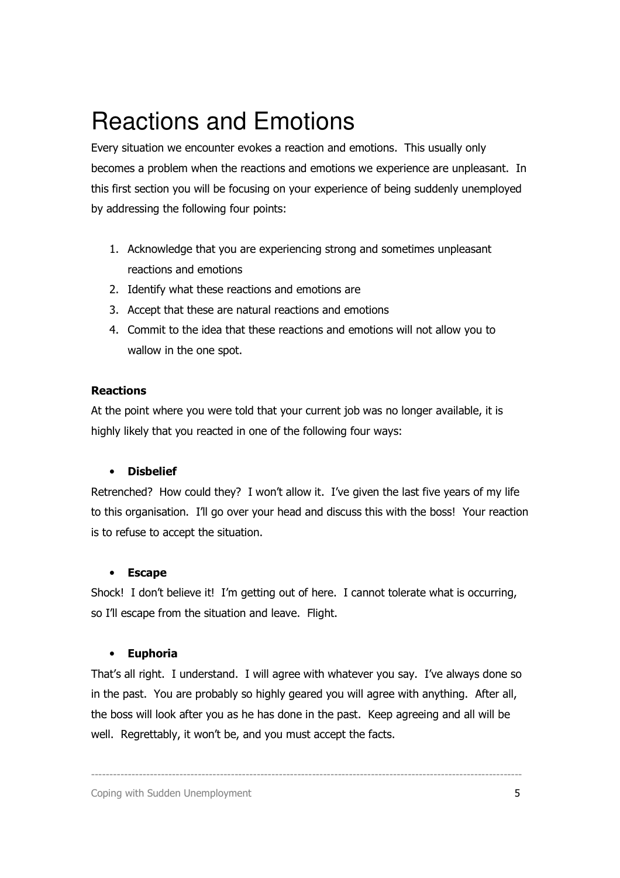# Reactions and Emotions

Every situation we encounter evokes a reaction and emotions. This usually only becomes a problem when the reactions and emotions we experience are unpleasant. In this first section you will be focusing on your experience of being suddenly unemployed by addressing the following four points:

1. Acknowledge that you are experiencing strong and sometimes unpleasant reactions and emotions
2. Identify what these reactions and emotions are
3. Accept that these are natural reactions and emotions
4. Commit to the idea that these reactions and emotions will not allow you to wallow in the one spot.

**Reactions**

At the point where you were told that your current job was no longer available, it is highly likely that you reacted in one of the following four ways:

- **Disbelief**

Retrenched? How could they? I won't allow it. I've given the last five years of my life to this organisation. I'll go over your head and discuss this with the boss! Your reaction is to refuse to accept the situation.

- **Escape**

Shock! I don't believe it! I'm getting out of here. I cannot tolerate what is occurring, so I'll escape from the situation and leave. Flight.

- **Euphoria**

That's all right. I understand. I will agree with whatever you say. I've always done so in the past. You are probably so highly geared you will agree with anything. After all, the boss will look after you as he has done in the past. Keep agreeing and all will be well. Regrettably, it won't be, and you must accept the facts.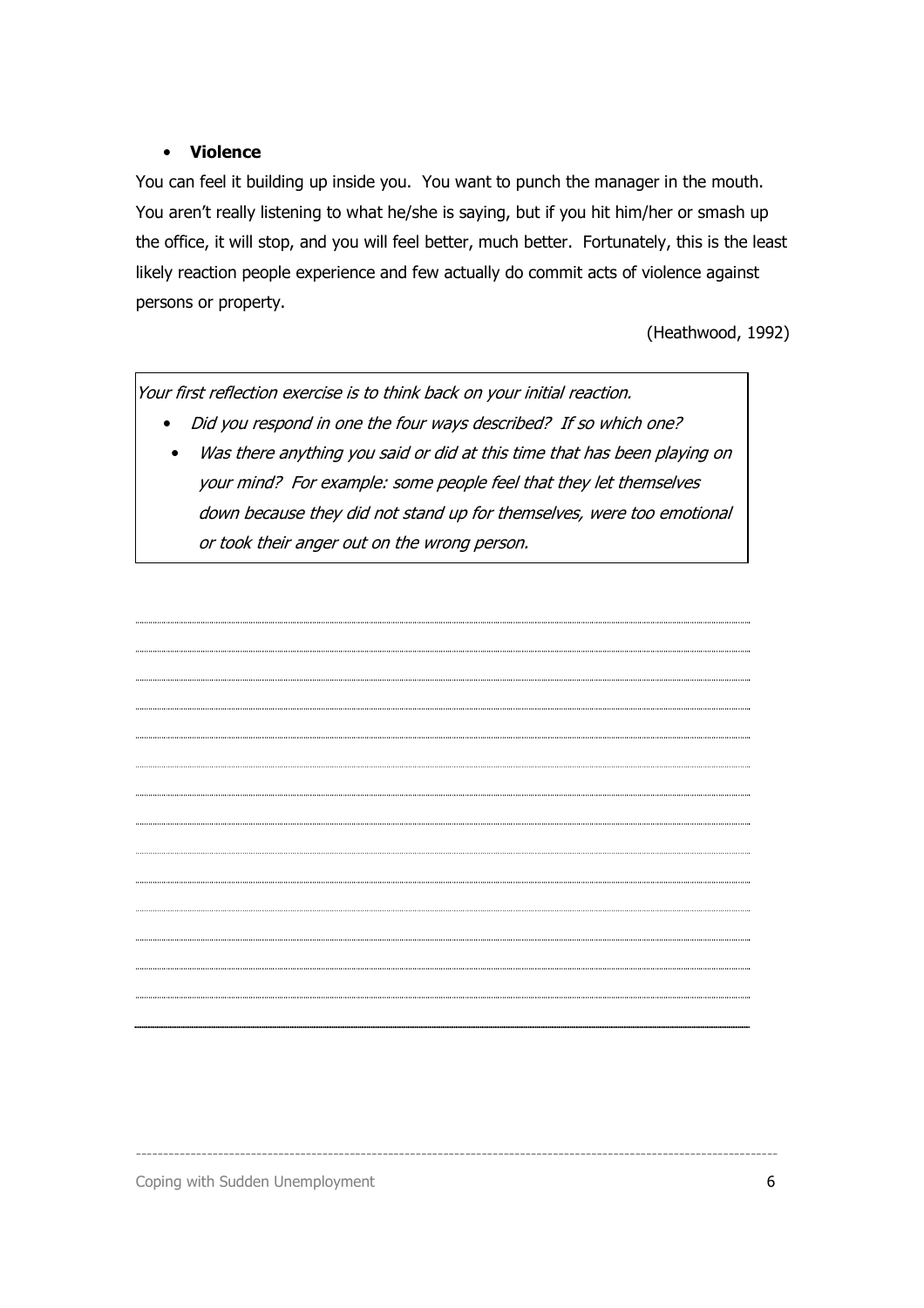- **Violence**

You can feel it building up inside you. You want to punch the manager in the mouth. You aren't really listening to what he/she is saying, but if you hit him/her or smash up the office, it will stop, and you will feel better, much better. Fortunately, this is the least likely reaction people experience and few actually do commit acts of violence against persons or property.

(Heathwood, 1992)

*Your first reflection exercise is to think back on your initial reaction.*

- *Did you respond in one the four ways described? If so which one?*
- *Was there anything you said or did at this time that has been playing on your mind? For example: some people feel that they let themselves down because they did not stand up for themselves, were too emotional or took their anger out on the wrong person.*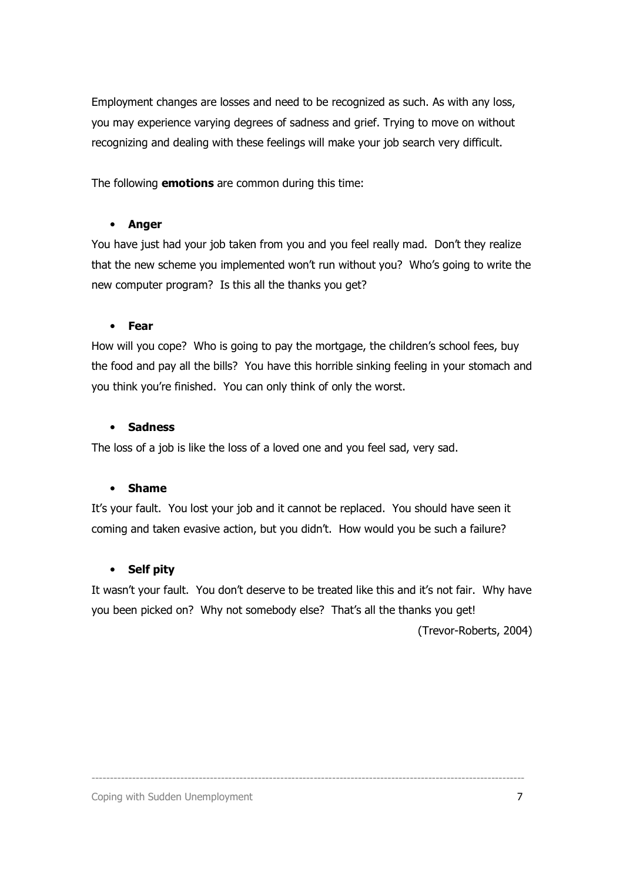Employment changes are losses and need to be recognized as such. As with any loss, you may experience varying degrees of sadness and grief. Trying to move on without recognizing and dealing with these feelings will make your job search very difficult.

The following **emotions** are common during this time:

- **Anger**

You have just had your job taken from you and you feel really mad. Don't they realize that the new scheme you implemented won't run without you? Who's going to write the new computer program? Is this all the thanks you get?

- **Fear**

How will you cope? Who is going to pay the mortgage, the children's school fees, buy the food and pay all the bills? You have this horrible sinking feeling in your stomach and you think you're finished. You can only think of only the worst.

- **Sadness**

The loss of a job is like the loss of a loved one and you feel sad, very sad.

- **Shame**

It's your fault. You lost your job and it cannot be replaced. You should have seen it coming and taken evasive action, but you didn't. How would you be such a failure?

- **Self pity**

It wasn't your fault. You don't deserve to be treated like this and it's not fair. Why have you been picked on? Why not somebody else? That's all the thanks you get!

(Trevor-Roberts, 2004)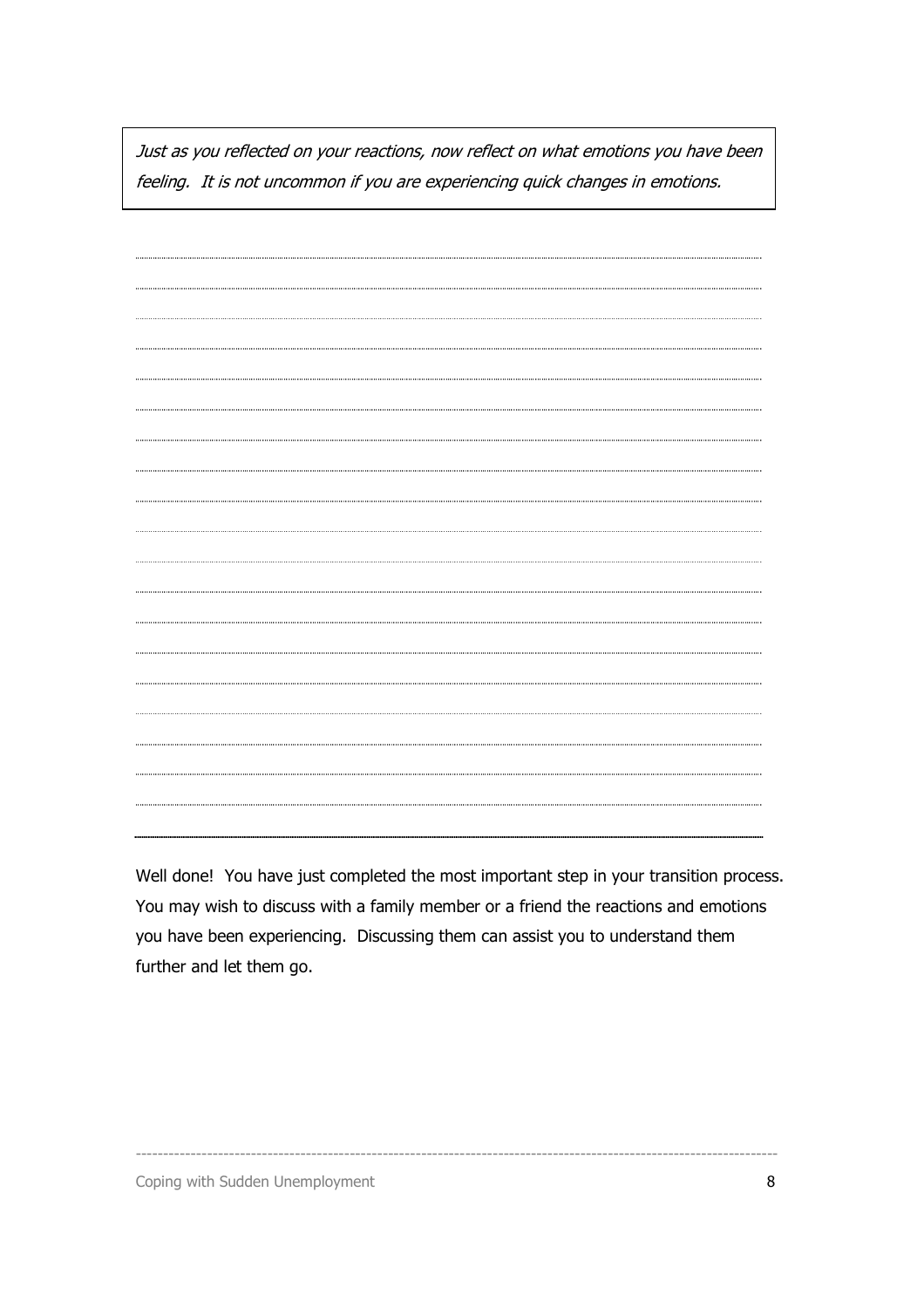*Just as you reflected on your reactions, now reflect on what emotions you have been feeling. It is not uncommon if you are experiencing quick changes in emotions.*

Well done! You have just completed the most important step in your transition process. You may wish to discuss with a family member or a friend the reactions and emotions you have been experiencing. Discussing them can assist you to understand them further and let them go.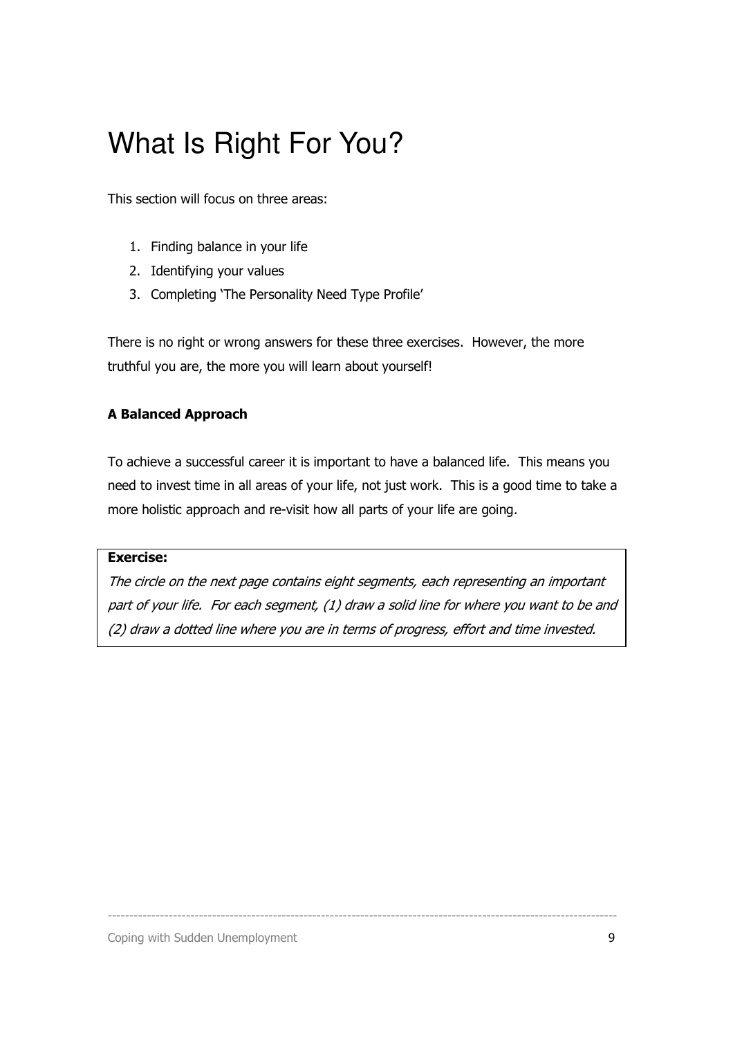# What Is Right For You?

This section will focus on three areas:

1. Finding balance in your life
2. Identifying your values
3. Completing 'The Personality Need Type Profile'

There is no right or wrong answers for these three exercises. However, the more truthful you are, the more you will learn about yourself!

**A Balanced Approach**

To achieve a successful career it is important to have a balanced life. This means you need to invest time in all areas of your life, not just work. This is a good time to take a more holistic approach and re-visit how all parts of your life are going.

**Exercise:**

*The circle on the next page contains eight segments, each representing an important part of your life. For each segment, (1) draw a solid line for where you want to be and (2) draw a dotted line where you are in terms of progress, effort and time invested.*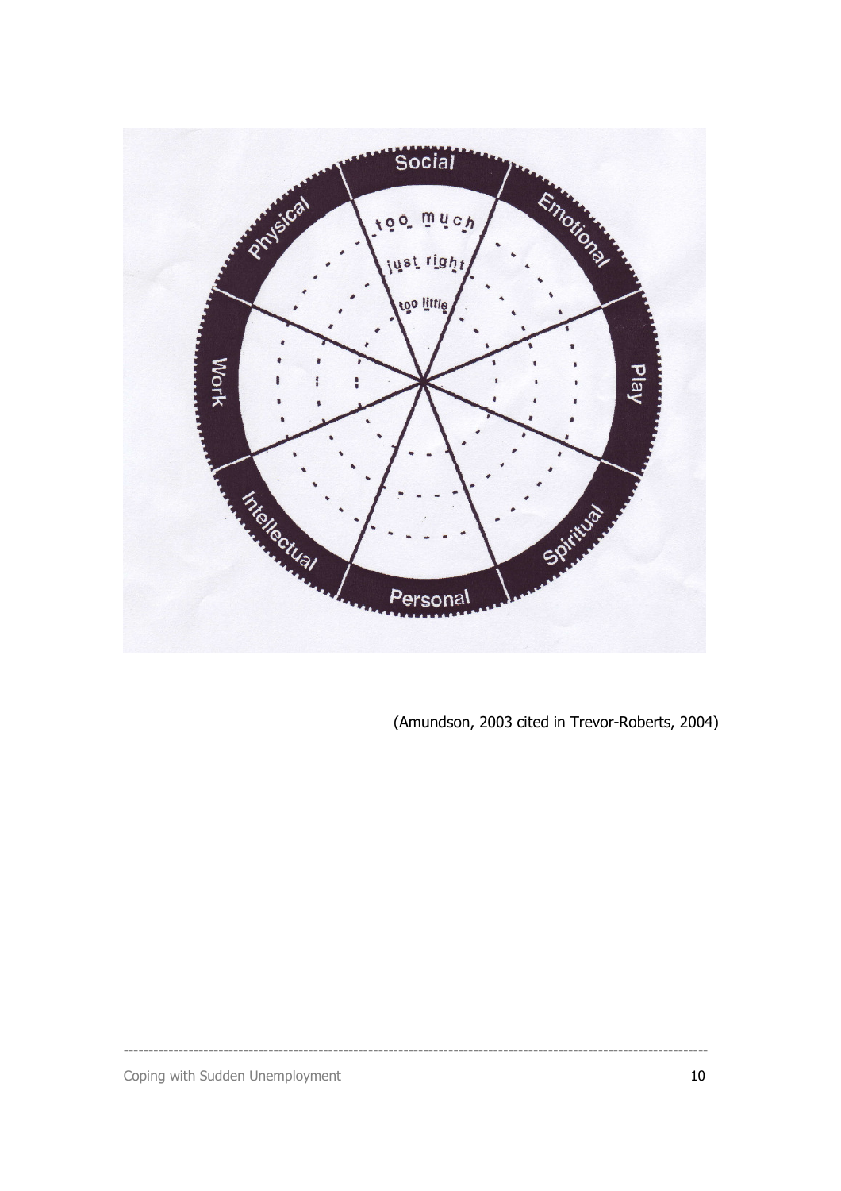Social

Emotional

Play

Spiritual

Personal

Intellectual

Work

Physical

too much

just right

too little

(Amundson, 2003 cited in Trevor-Roberts, 2004)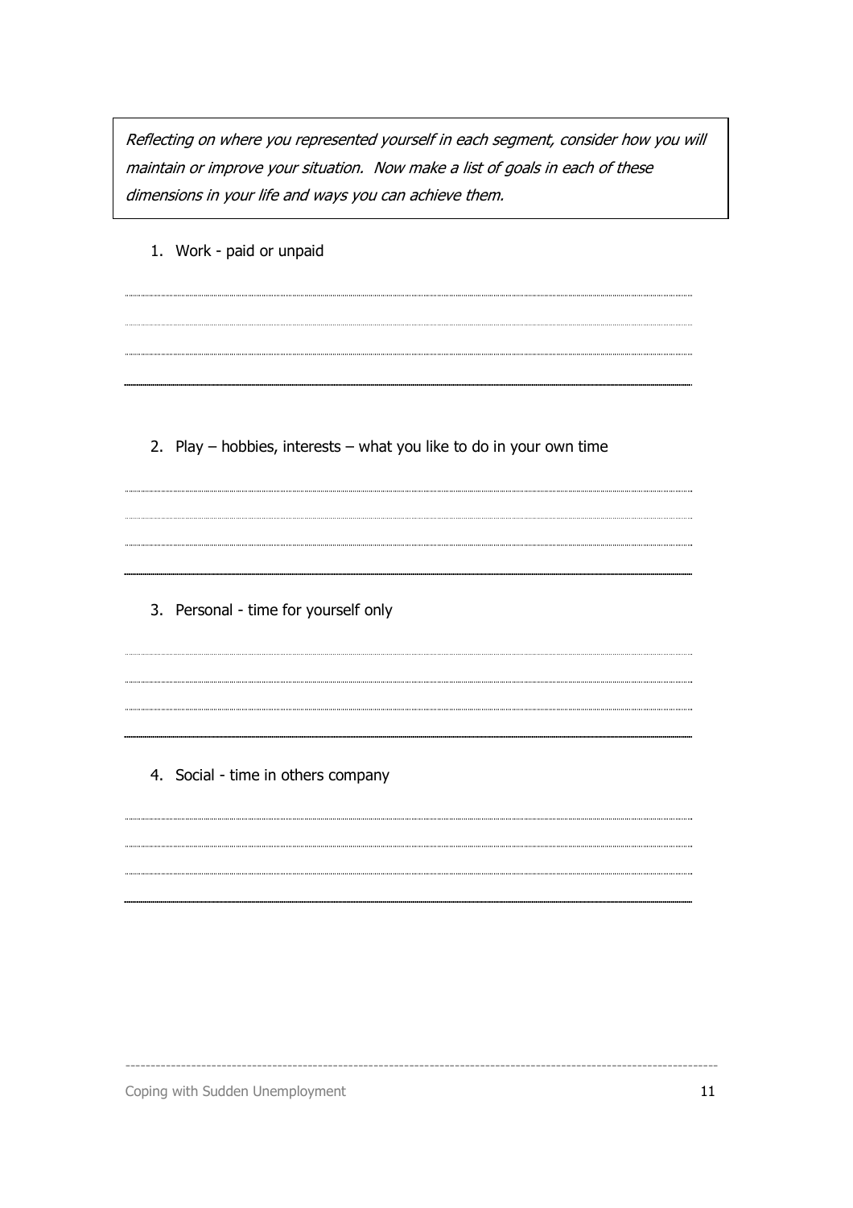*Reflecting on where you represented yourself in each segment, consider how you will maintain or improve your situation. Now make a list of goals in each of these dimensions in your life and ways you can achieve them.*

1. Work - paid or unpaid

2. Play – hobbies, interests – what you like to do in your own time

3. Personal - time for yourself only

4. Social - time in others company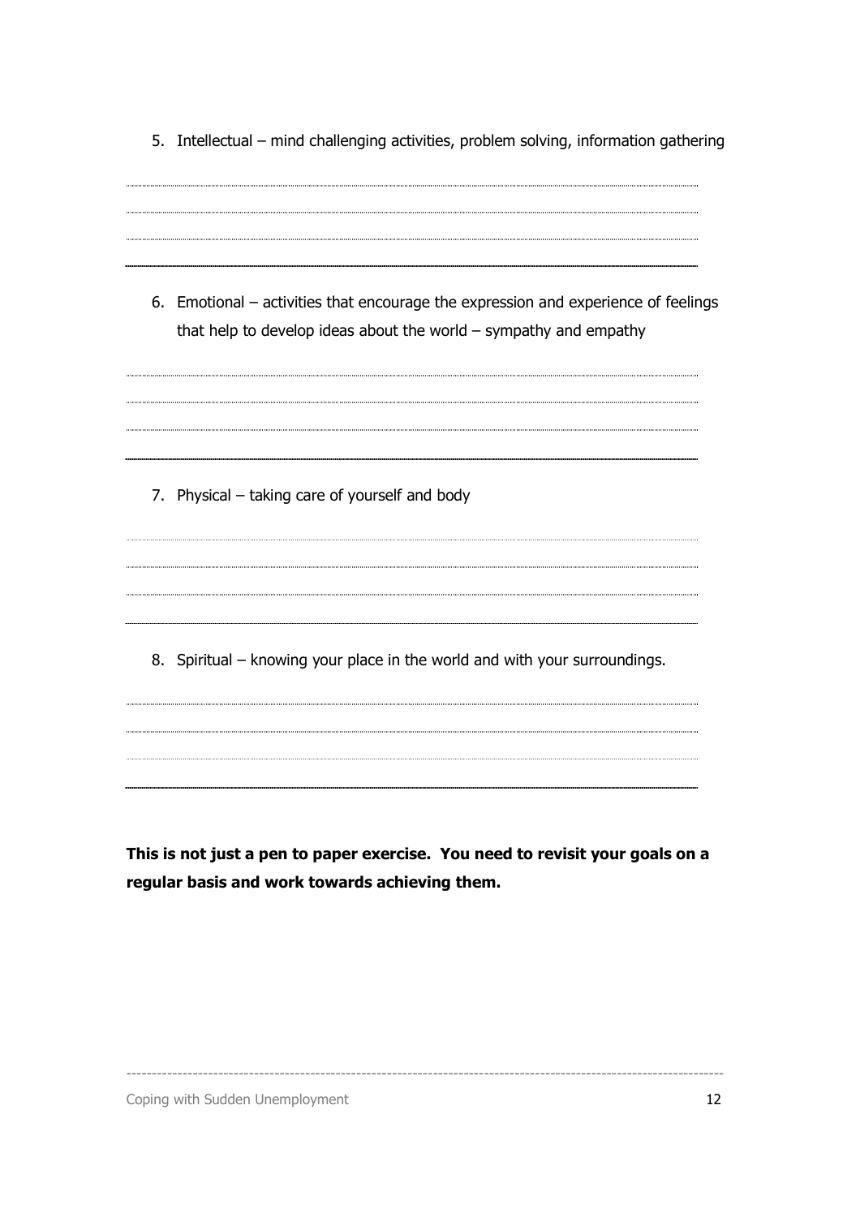5. Intellectual – mind challenging activities, problem solving, information gathering

6. Emotional – activities that encourage the expression and experience of feelings that help to develop ideas about the world – sympathy and empathy

7. Physical – taking care of yourself and body

8. Spiritual – knowing your place in the world and with your surroundings.

**This is not just a pen to paper exercise. You need to revisit your goals on a regular basis and work towards achieving them.**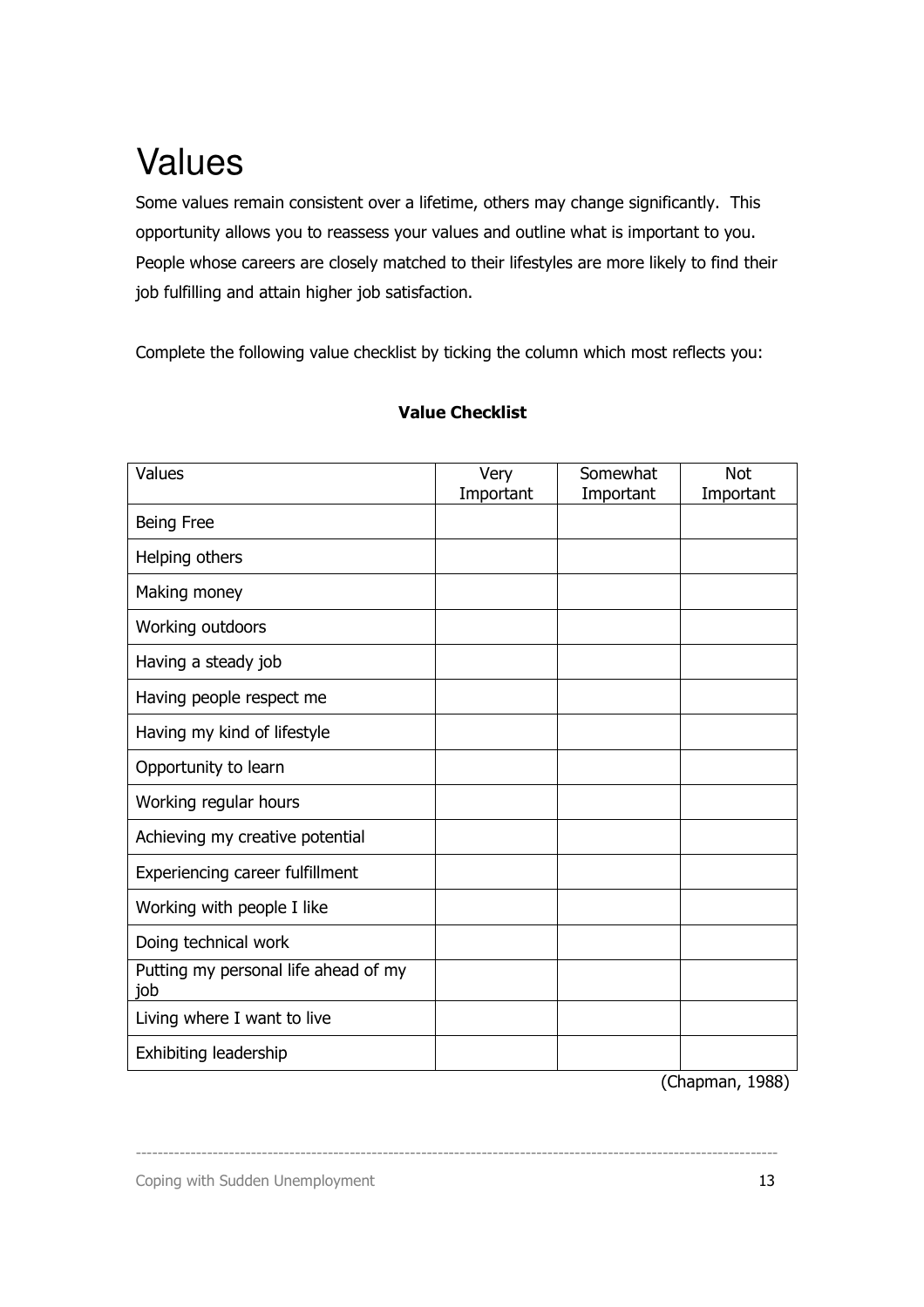# Values

Some values remain consistent over a lifetime, others may change significantly. This opportunity allows you to reassess your values and outline what is important to you. People whose careers are closely matched to their lifestyles are more likely to find their job fulfilling and attain higher job satisfaction.

Complete the following value checklist by ticking the column which most reflects you:

**Value Checklist**

| Values | Very Important | Somewhat Important | Not Important |
|---|---|---|---|
| Being Free | | | |
| Helping others | | | |
| Making money | | | |
| Working outdoors | | | |
| Having a steady job | | | |
| Having people respect me | | | |
| Having my kind of lifestyle | | | |
| Opportunity to learn | | | |
| Working regular hours | | | |
| Achieving my creative potential | | | |
| Experiencing career fulfillment | | | |
| Working with people I like | | | |
| Doing technical work | | | |
| Putting my personal life ahead of my job | | | |
| Living where I want to live | | | |
| Exhibiting leadership | | | |

(Chapman, 1988)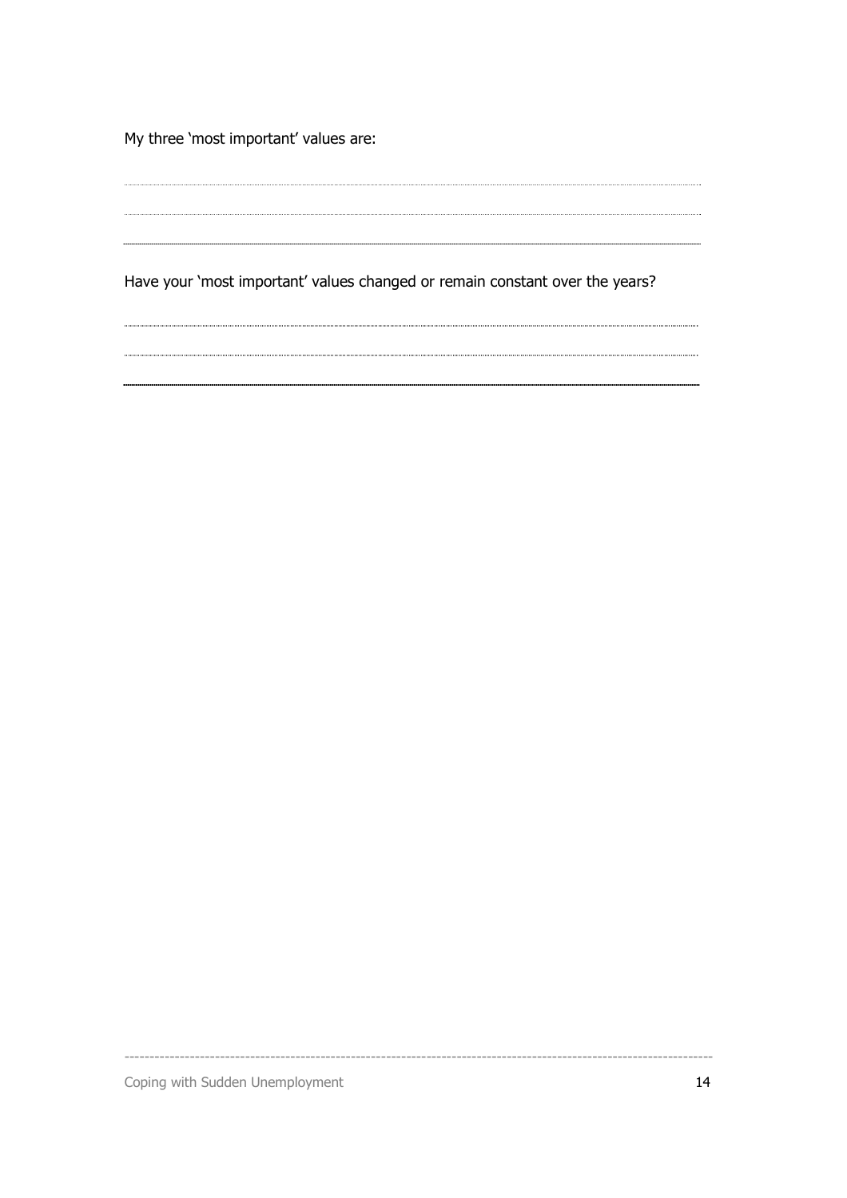My three 'most important' values are:

........................................................................................................................................................................................................

........................................................................................................................................................................................................

........................................................................................................................................................................................................

Have your 'most important' values changed or remain constant over the years?

........................................................................................................................................................................................................

........................................................................................................................................................................................................

........................................................................................................................................................................................................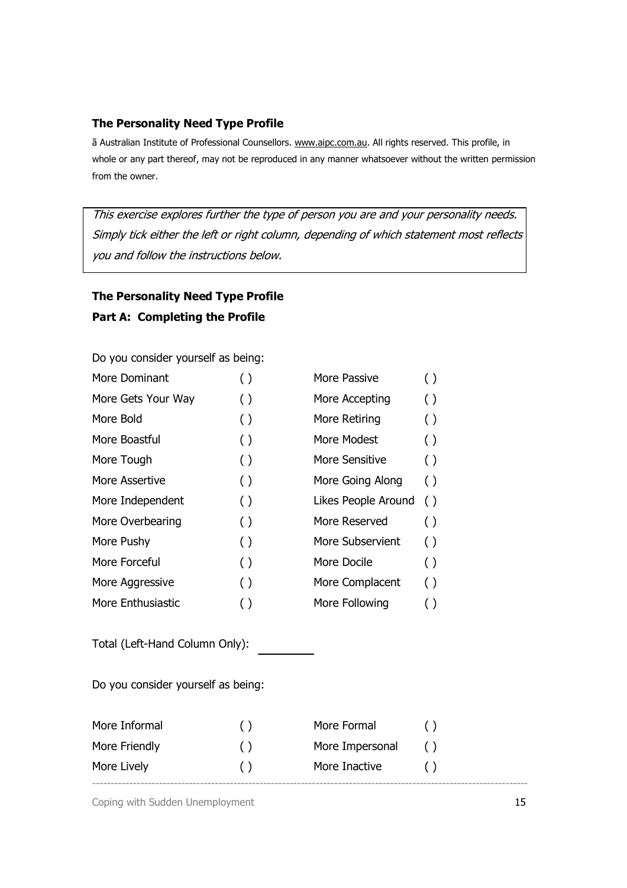**The Personality Need Type Profile**

ã Australian Institute of Professional Counsellors. www.aipc.com.au. All rights reserved. This profile, in whole or any part thereof, may not be reproduced in any manner whatsoever without the written permission from the owner.

*This exercise explores further the type of person you are and your personality needs. Simply tick either the left or right column, depending of which statement most reflects you and follow the instructions below.*

**The Personality Need Type Profile**

**Part A: Completing the Profile**

Do you consider yourself as being:

| | | | |
|---|---|---|---|
| More Dominant | ( ) | More Passive | ( ) |
| More Gets Your Way | ( ) | More Accepting | ( ) |
| More Bold | ( ) | More Retiring | ( ) |
| More Boastful | ( ) | More Modest | ( ) |
| More Tough | ( ) | More Sensitive | ( ) |
| More Assertive | ( ) | More Going Along | ( ) |
| More Independent | ( ) | Likes People Around | ( ) |
| More Overbearing | ( ) | More Reserved | ( ) |
| More Pushy | ( ) | More Subservient | ( ) |
| More Forceful | ( ) | More Docile | ( ) |
| More Aggressive | ( ) | More Complacent | ( ) |
| More Enthusiastic | ( ) | More Following | ( ) |

Total (Left-Hand Column Only): ________

Do you consider yourself as being:

| | | | |
|---|---|---|---|
| More Informal | ( ) | More Formal | ( ) |
| More Friendly | ( ) | More Impersonal | ( ) |
| More Lively | ( ) | More Inactive | ( ) |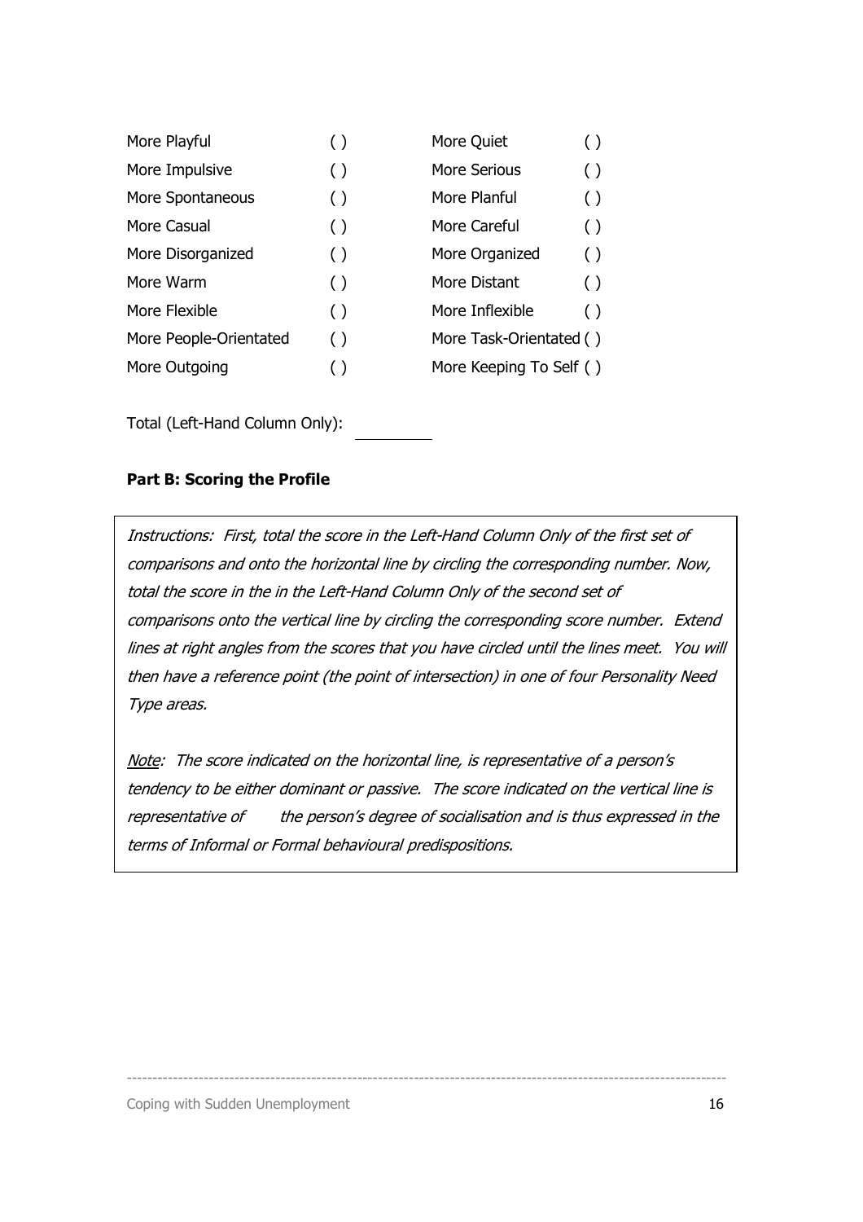| | | | |
|---|---|---|---|
| More Playful | ( ) | More Quiet | ( ) |
| More Impulsive | ( ) | More Serious | ( ) |
| More Spontaneous | ( ) | More Planful | ( ) |
| More Casual | ( ) | More Careful | ( ) |
| More Disorganized | ( ) | More Organized | ( ) |
| More Warm | ( ) | More Distant | ( ) |
| More Flexible | ( ) | More Inflexible | ( ) |
| More People-Orientated | ( ) | More Task-Orientated | ( ) |
| More Outgoing | ( ) | More Keeping To Self | ( ) |

Total (Left-Hand Column Only): __________

**Part B: Scoring the Profile**

*Instructions: First, total the score in the Left-Hand Column Only of the first set of comparisons and onto the horizontal line by circling the corresponding number. Now, total the score in the in the Left-Hand Column Only of the second set of comparisons onto the vertical line by circling the corresponding score number. Extend lines at right angles from the scores that you have circled until the lines meet. You will then have a reference point (the point of intersection) in one of four Personality Need Type areas.*

*Note: The score indicated on the horizontal line, is representative of a person's tendency to be either dominant or passive. The score indicated on the vertical line is representative of the person's degree of socialisation and is thus expressed in the terms of Informal or Formal behavioural predispositions.*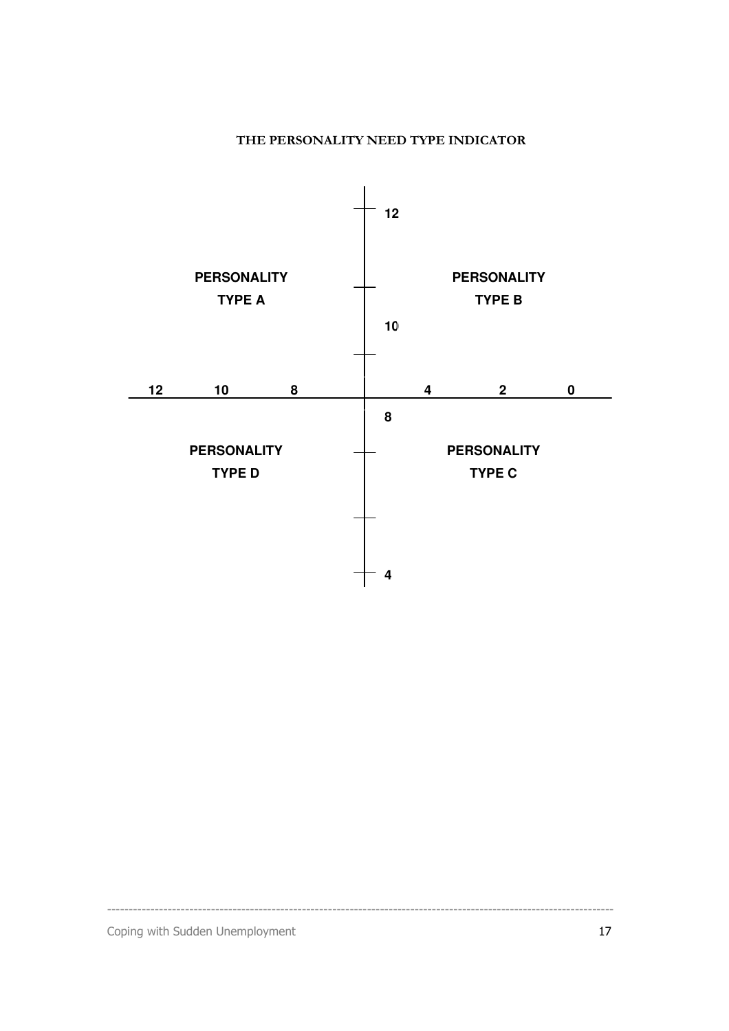**THE PERSONALITY NEED TYPE INDICATOR**

12

PERSONALITY TYPE A

PERSONALITY TYPE B

10

12 10 8 4 2 0

8

PERSONALITY TYPE D

PERSONALITY TYPE C

4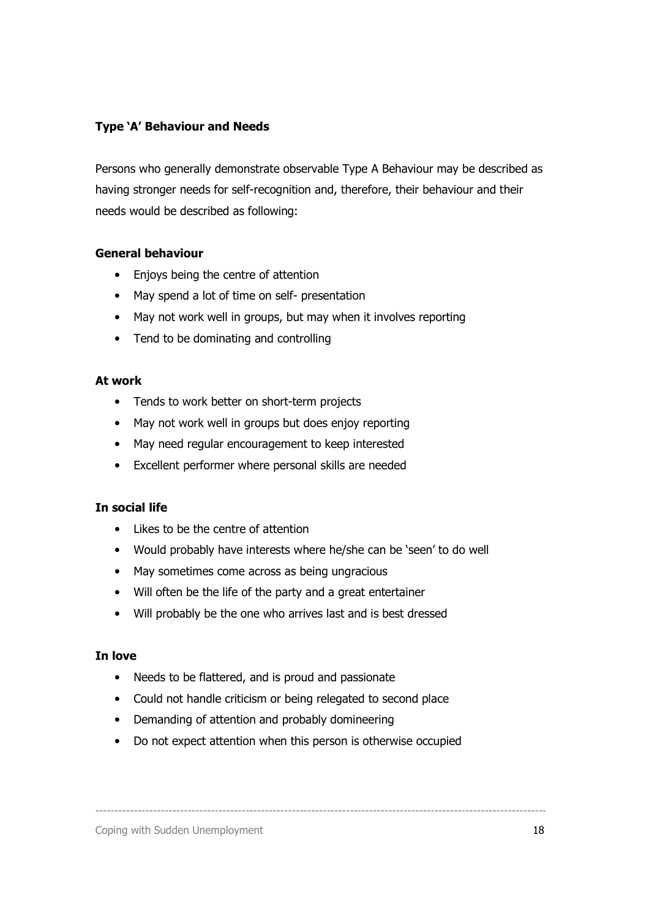**Type 'A' Behaviour and Needs**

Persons who generally demonstrate observable Type A Behaviour may be described as having stronger needs for self-recognition and, therefore, their behaviour and their needs would be described as following:

**General behaviour**

- Enjoys being the centre of attention
- May spend a lot of time on self- presentation
- May not work well in groups, but may when it involves reporting
- Tend to be dominating and controlling

**At work**

- Tends to work better on short-term projects
- May not work well in groups but does enjoy reporting
- May need regular encouragement to keep interested
- Excellent performer where personal skills are needed

**In social life**

- Likes to be the centre of attention
- Would probably have interests where he/she can be 'seen' to do well
- May sometimes come across as being ungracious
- Will often be the life of the party and a great entertainer
- Will probably be the one who arrives last and is best dressed

**In love**

- Needs to be flattered, and is proud and passionate
- Could not handle criticism or being relegated to second place
- Demanding of attention and probably domineering
- Do not expect attention when this person is otherwise occupied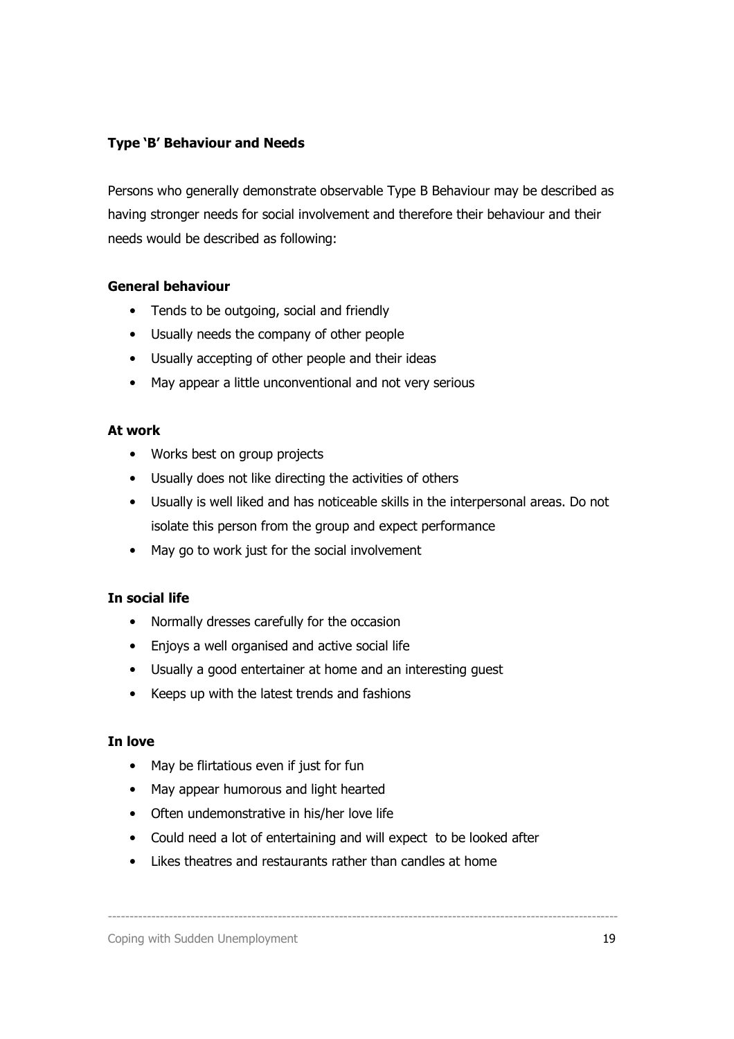**Type 'B' Behaviour and Needs**

Persons who generally demonstrate observable Type B Behaviour may be described as having stronger needs for social involvement and therefore their behaviour and their needs would be described as following:

**General behaviour**

- Tends to be outgoing, social and friendly
- Usually needs the company of other people
- Usually accepting of other people and their ideas
- May appear a little unconventional and not very serious

**At work**

- Works best on group projects
- Usually does not like directing the activities of others
- Usually is well liked and has noticeable skills in the interpersonal areas. Do not isolate this person from the group and expect performance
- May go to work just for the social involvement

**In social life**

- Normally dresses carefully for the occasion
- Enjoys a well organised and active social life
- Usually a good entertainer at home and an interesting guest
- Keeps up with the latest trends and fashions

**In love**

- May be flirtatious even if just for fun
- May appear humorous and light hearted
- Often undemonstrative in his/her love life
- Could need a lot of entertaining and will expect to be looked after
- Likes theatres and restaurants rather than candles at home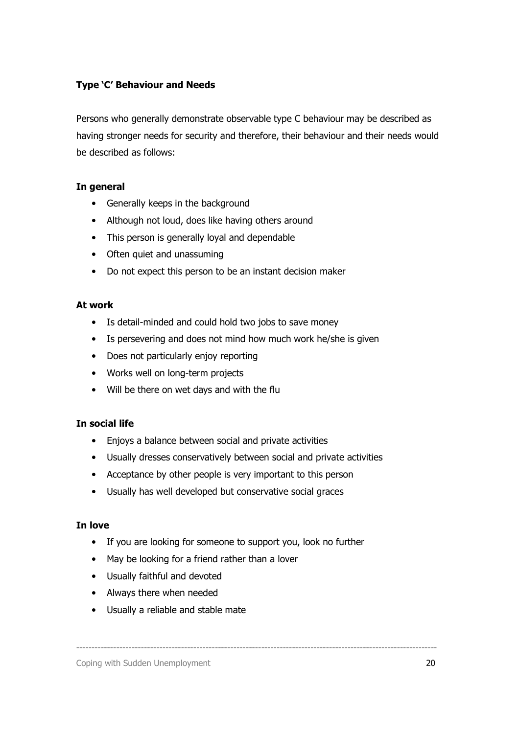### Type 'C' Behaviour and Needs

Persons who generally demonstrate observable type C behaviour may be described as having stronger needs for security and therefore, their behaviour and their needs would be described as follows:

**In general**

- Generally keeps in the background
- Although not loud, does like having others around
- This person is generally loyal and dependable
- Often quiet and unassuming
- Do not expect this person to be an instant decision maker

**At work**

- Is detail-minded and could hold two jobs to save money
- Is persevering and does not mind how much work he/she is given
- Does not particularly enjoy reporting
- Works well on long-term projects
- Will be there on wet days and with the flu

**In social life**

- Enjoys a balance between social and private activities
- Usually dresses conservatively between social and private activities
- Acceptance by other people is very important to this person
- Usually has well developed but conservative social graces

**In love**

- If you are looking for someone to support you, look no further
- May be looking for a friend rather than a lover
- Usually faithful and devoted
- Always there when needed
- Usually a reliable and stable mate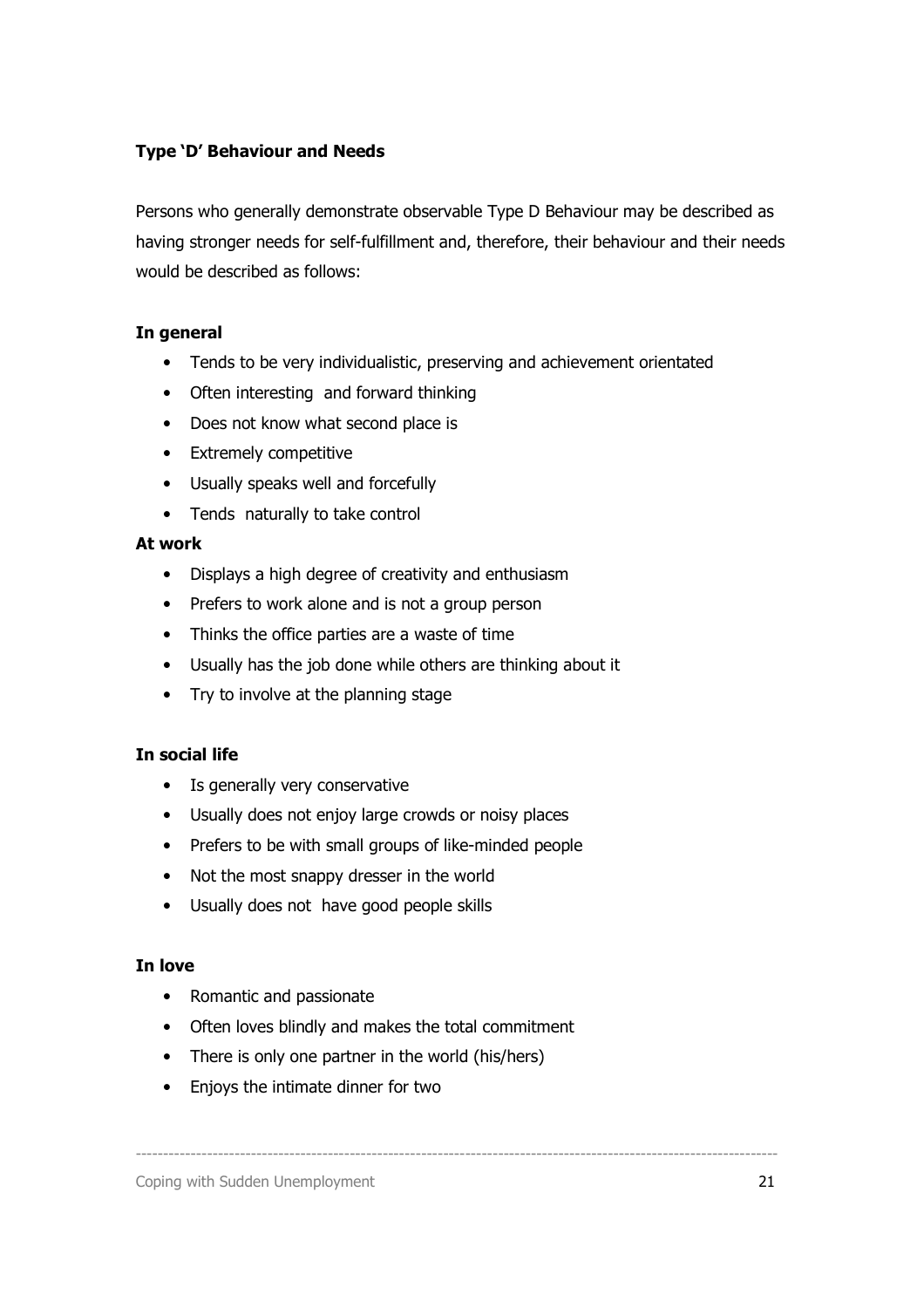**Type 'D' Behaviour and Needs**

Persons who generally demonstrate observable Type D Behaviour may be described as having stronger needs for self-fulfillment and, therefore, their behaviour and their needs would be described as follows:

**In general**

- Tends to be very individualistic, preserving and achievement orientated
- Often interesting and forward thinking
- Does not know what second place is
- Extremely competitive
- Usually speaks well and forcefully
- Tends naturally to take control

**At work**

- Displays a high degree of creativity and enthusiasm
- Prefers to work alone and is not a group person
- Thinks the office parties are a waste of time
- Usually has the job done while others are thinking about it
- Try to involve at the planning stage

**In social life**

- Is generally very conservative
- Usually does not enjoy large crowds or noisy places
- Prefers to be with small groups of like-minded people
- Not the most snappy dresser in the world
- Usually does not have good people skills

**In love**

- Romantic and passionate
- Often loves blindly and makes the total commitment
- There is only one partner in the world (his/hers)
- Enjoys the intimate dinner for two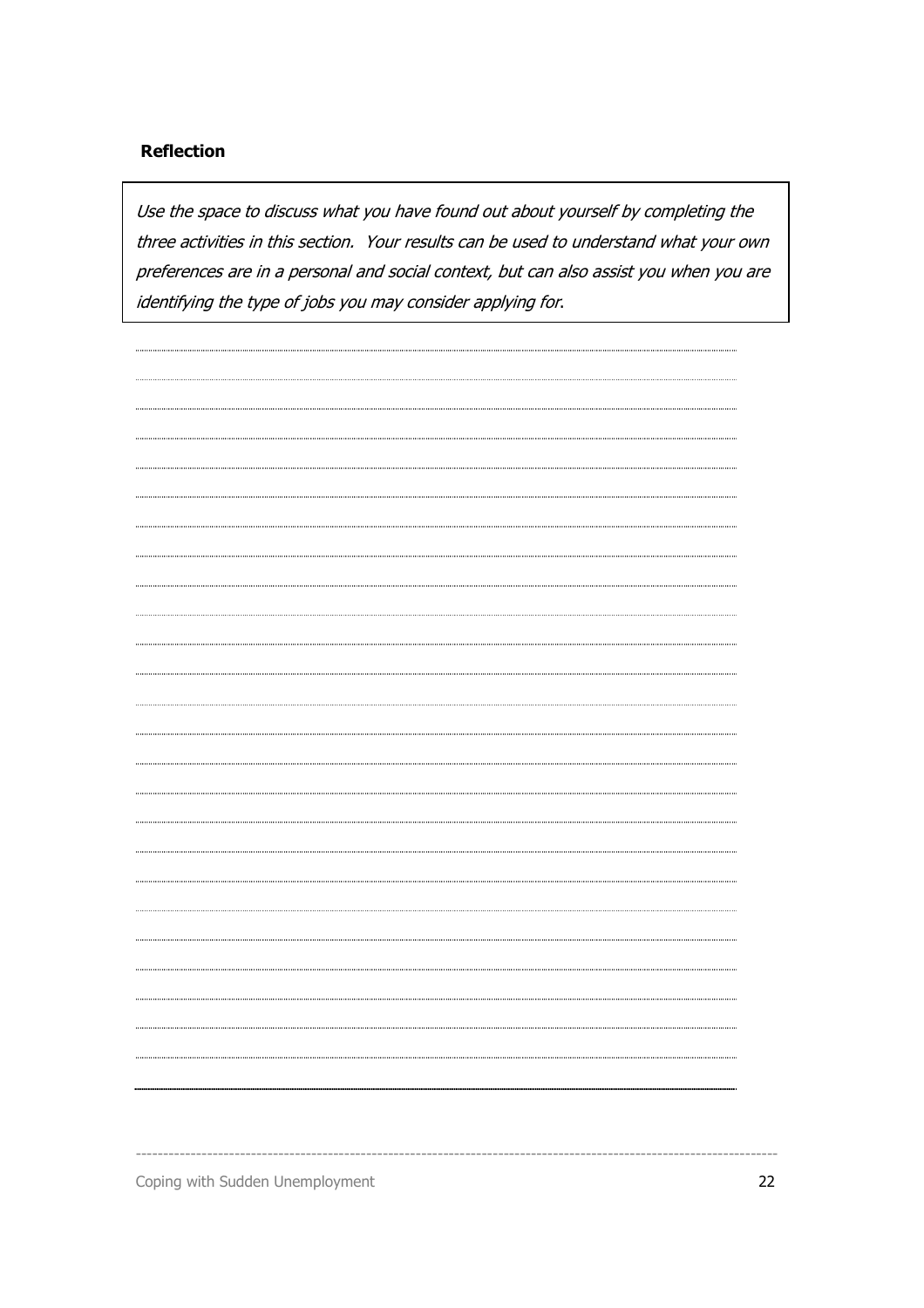**Reflection**

*Use the space to discuss what you have found out about yourself by completing the three activities in this section. Your results can be used to understand what your own preferences are in a personal and social context, but can also assist you when you are identifying the type of jobs you may consider applying for.*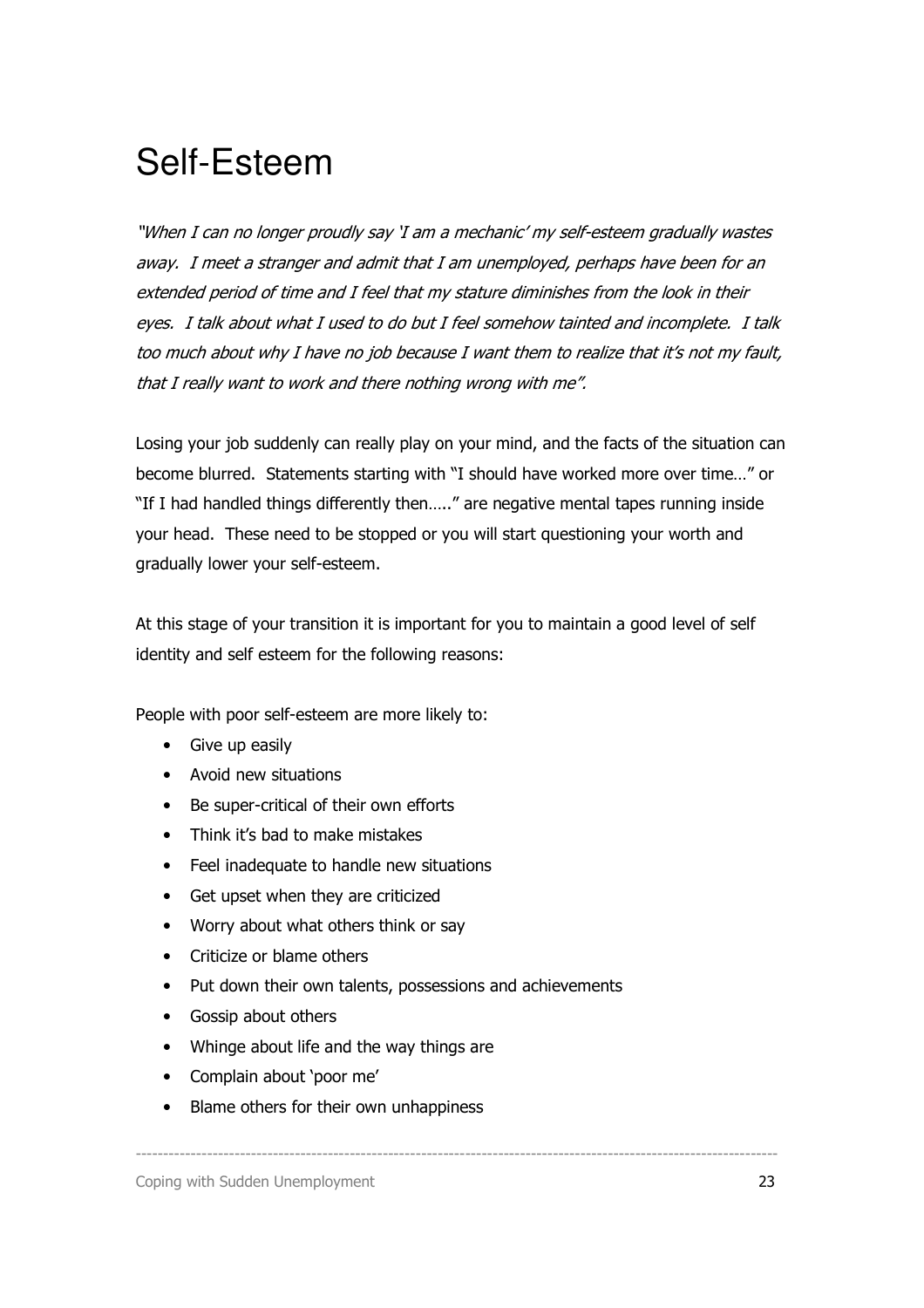# Self-Esteem

*"When I can no longer proudly say 'I am a mechanic' my self-esteem gradually wastes away. I meet a stranger and admit that I am unemployed, perhaps have been for an extended period of time and I feel that my stature diminishes from the look in their eyes. I talk about what I used to do but I feel somehow tainted and incomplete. I talk too much about why I have no job because I want them to realize that it's not my fault, that I really want to work and there nothing wrong with me".*

Losing your job suddenly can really play on your mind, and the facts of the situation can become blurred. Statements starting with "I should have worked more over time…" or "If I had handled things differently then….." are negative mental tapes running inside your head. These need to be stopped or you will start questioning your worth and gradually lower your self-esteem.

At this stage of your transition it is important for you to maintain a good level of self identity and self esteem for the following reasons:

People with poor self-esteem are more likely to:

- Give up easily
- Avoid new situations
- Be super-critical of their own efforts
- Think it's bad to make mistakes
- Feel inadequate to handle new situations
- Get upset when they are criticized
- Worry about what others think or say
- Criticize or blame others
- Put down their own talents, possessions and achievements
- Gossip about others
- Whinge about life and the way things are
- Complain about 'poor me'
- Blame others for their own unhappiness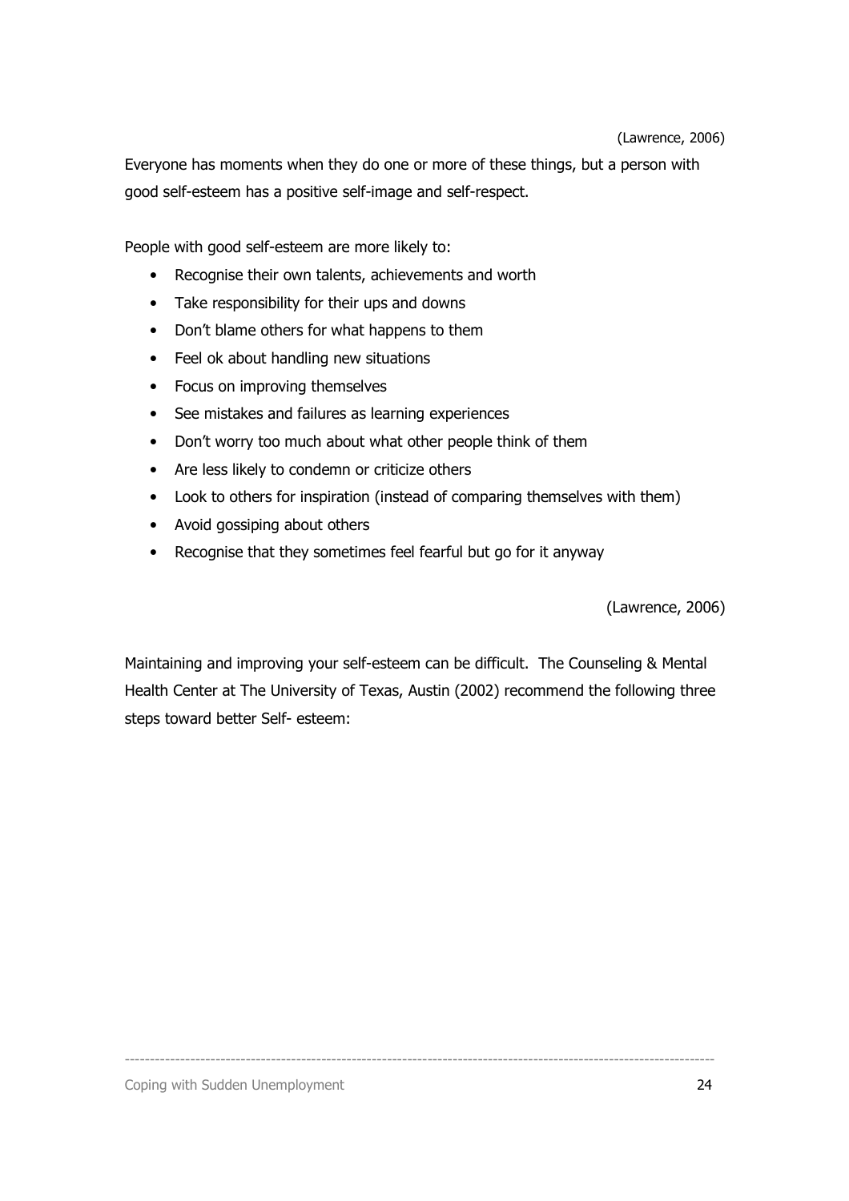(Lawrence, 2006)

Everyone has moments when they do one or more of these things, but a person with good self-esteem has a positive self-image and self-respect.

People with good self-esteem are more likely to:

- Recognise their own talents, achievements and worth
- Take responsibility for their ups and downs
- Don't blame others for what happens to them
- Feel ok about handling new situations
- Focus on improving themselves
- See mistakes and failures as learning experiences
- Don't worry too much about what other people think of them
- Are less likely to condemn or criticize others
- Look to others for inspiration (instead of comparing themselves with them)
- Avoid gossiping about others
- Recognise that they sometimes feel fearful but go for it anyway

(Lawrence, 2006)

Maintaining and improving your self-esteem can be difficult. The Counseling & Mental Health Center at The University of Texas, Austin (2002) recommend the following three steps toward better Self- esteem: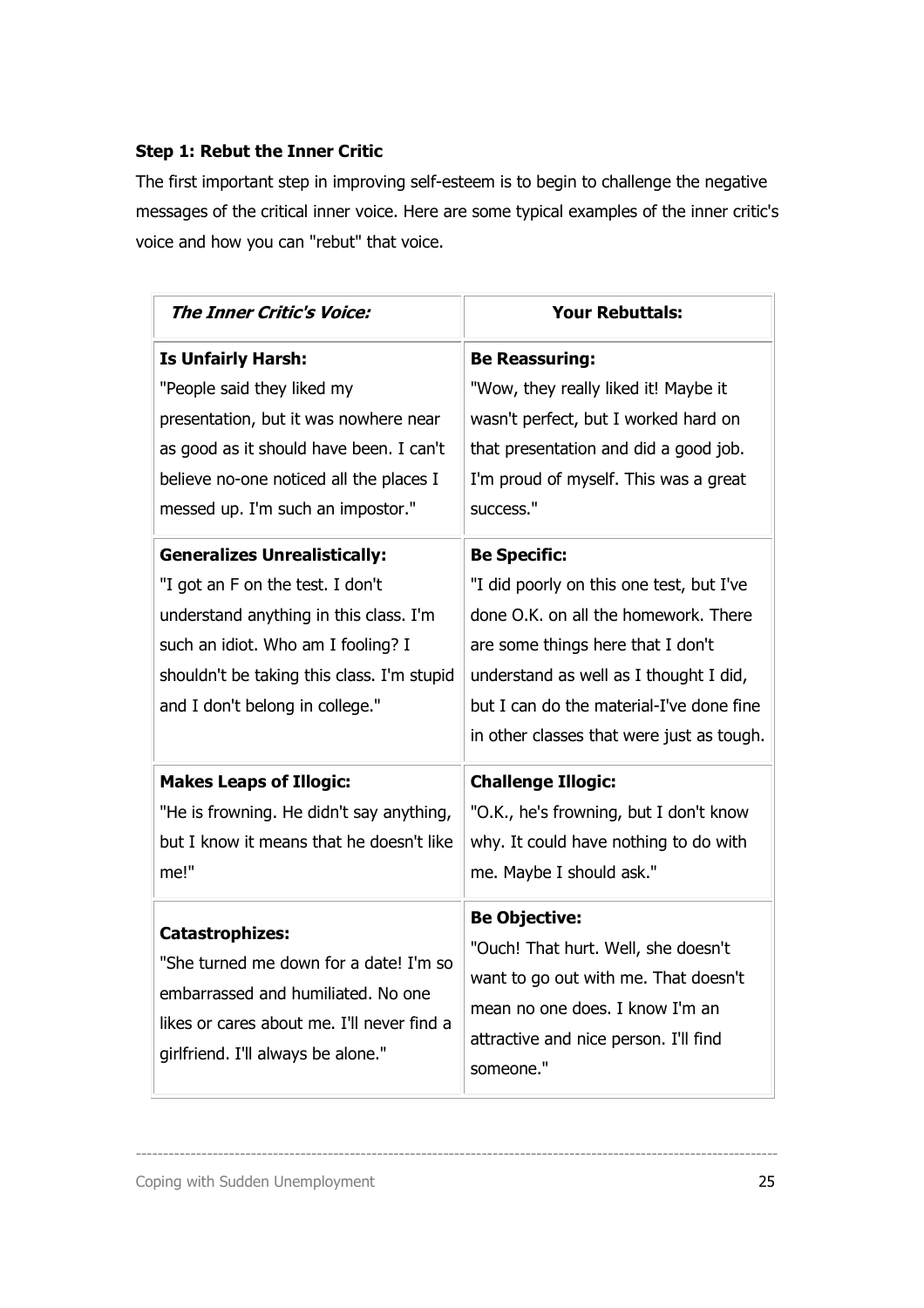**Step 1: Rebut the Inner Critic**

The first important step in improving self-esteem is to begin to challenge the negative messages of the critical inner voice. Here are some typical examples of the inner critic's voice and how you can "rebut" that voice.

| ***The Inner Critic's Voice:*** | **Your Rebuttals:** |
|---|---|
| **Is Unfairly Harsh:** "People said they liked my presentation, but it was nowhere near as good as it should have been. I can't believe no-one noticed all the places I messed up. I'm such an impostor." | **Be Reassuring:** "Wow, they really liked it! Maybe it wasn't perfect, but I worked hard on that presentation and did a good job. I'm proud of myself. This was a great success." |
| **Generalizes Unrealistically:** "I got an F on the test. I don't understand anything in this class. I'm such an idiot. Who am I fooling? I shouldn't be taking this class. I'm stupid and I don't belong in college." | **Be Specific:** "I did poorly on this one test, but I've done O.K. on all the homework. There are some things here that I don't understand as well as I thought I did, but I can do the material-I've done fine in other classes that were just as tough. |
| **Makes Leaps of Illogic:** "He is frowning. He didn't say anything, but I know it means that he doesn't like me!" | **Challenge Illogic:** "O.K., he's frowning, but I don't know why. It could have nothing to do with me. Maybe I should ask." |
| **Catastrophizes:** "She turned me down for a date! I'm so embarrassed and humiliated. No one likes or cares about me. I'll never find a girlfriend. I'll always be alone." | **Be Objective:** "Ouch! That hurt. Well, she doesn't want to go out with me. That doesn't mean no one does. I know I'm an attractive and nice person. I'll find someone." |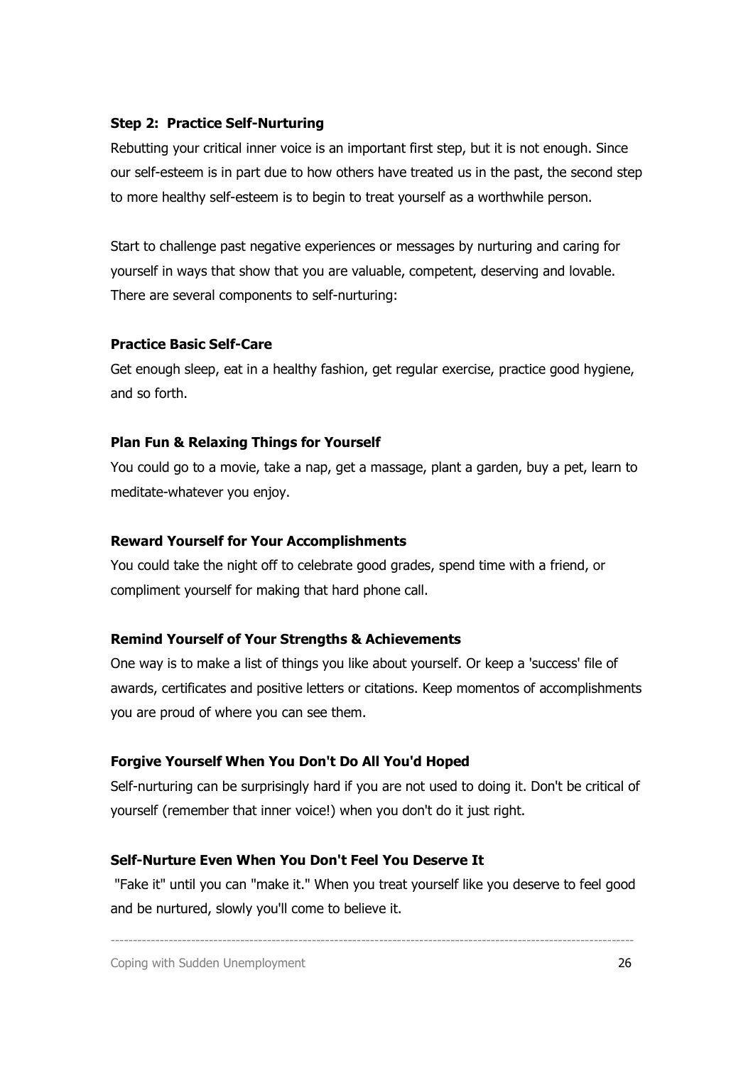### Step 2: Practice Self-Nurturing

Rebutting your critical inner voice is an important first step, but it is not enough. Since our self-esteem is in part due to how others have treated us in the past, the second step to more healthy self-esteem is to begin to treat yourself as a worthwhile person.

Start to challenge past negative experiences or messages by nurturing and caring for yourself in ways that show that you are valuable, competent, deserving and lovable. There are several components to self-nurturing:

**Practice Basic Self-Care**

Get enough sleep, eat in a healthy fashion, get regular exercise, practice good hygiene, and so forth.

**Plan Fun & Relaxing Things for Yourself**

You could go to a movie, take a nap, get a massage, plant a garden, buy a pet, learn to meditate-whatever you enjoy.

**Reward Yourself for Your Accomplishments**

You could take the night off to celebrate good grades, spend time with a friend, or compliment yourself for making that hard phone call.

**Remind Yourself of Your Strengths & Achievements**

One way is to make a list of things you like about yourself. Or keep a 'success' file of awards, certificates and positive letters or citations. Keep momentos of accomplishments you are proud of where you can see them.

**Forgive Yourself When You Don't Do All You'd Hoped**

Self-nurturing can be surprisingly hard if you are not used to doing it. Don't be critical of yourself (remember that inner voice!) when you don't do it just right.

**Self-Nurture Even When You Don't Feel You Deserve It**

"Fake it" until you can "make it." When you treat yourself like you deserve to feel good and be nurtured, slowly you'll come to believe it.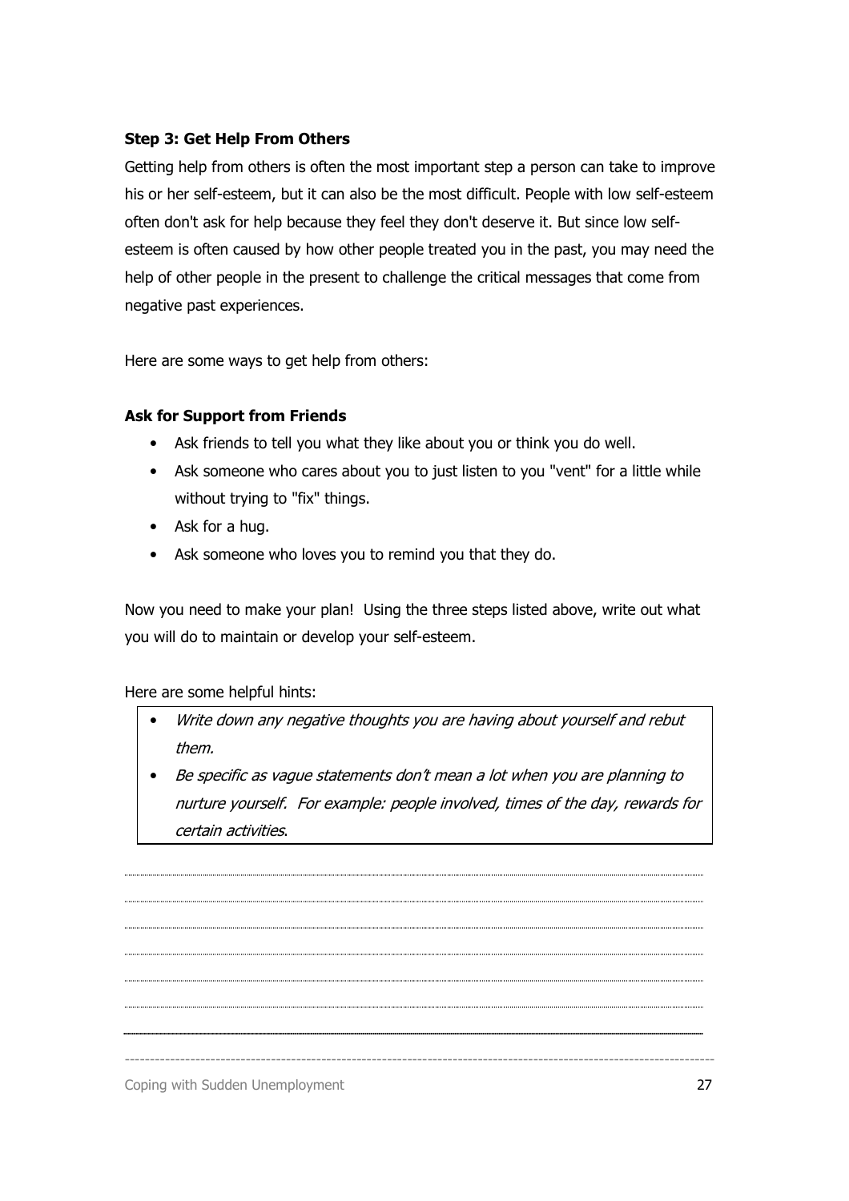**Step 3: Get Help From Others**

Getting help from others is often the most important step a person can take to improve his or her self-esteem, but it can also be the most difficult. People with low self-esteem often don't ask for help because they feel they don't deserve it. But since low self-esteem is often caused by how other people treated you in the past, you may need the help of other people in the present to challenge the critical messages that come from negative past experiences.

Here are some ways to get help from others:

**Ask for Support from Friends**

- Ask friends to tell you what they like about you or think you do well.
- Ask someone who cares about you to just listen to you "vent" for a little while without trying to "fix" things.
- Ask for a hug.
- Ask someone who loves you to remind you that they do.

Now you need to make your plan! Using the three steps listed above, write out what you will do to maintain or develop your self-esteem.

Here are some helpful hints:

- *Write down any negative thoughts you are having about yourself and rebut them.*
- *Be specific as vague statements don't mean a lot when you are planning to nurture yourself. For example: people involved, times of the day, rewards for certain activities.*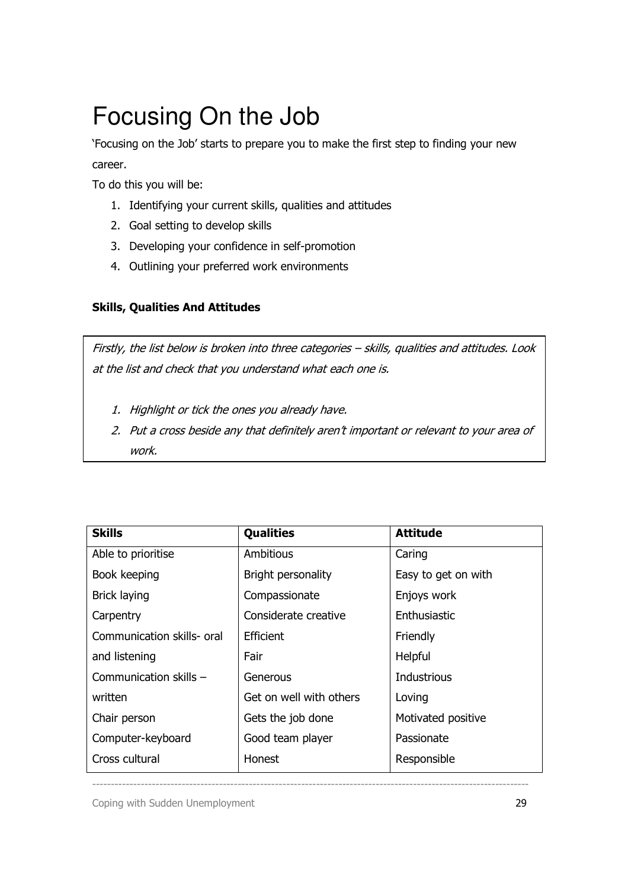# Focusing On the Job

'Focusing on the Job' starts to prepare you to make the first step to finding your new career.

To do this you will be:

1. Identifying your current skills, qualities and attitudes
2. Goal setting to develop skills
3. Developing your confidence in self-promotion
4. Outlining your preferred work environments

**Skills, Qualities And Attitudes**

*Firstly, the list below is broken into three categories – skills, qualities and attitudes. Look at the list and check that you understand what each one is.*

1. *Highlight or tick the ones you already have.*
2. *Put a cross beside any that definitely aren't important or relevant to your area of work.*

| **Skills** | **Qualities** | **Attitude** |
|---|---|---|
| Able to prioritise | Ambitious | Caring |
| Book keeping | Bright personality | Easy to get on with |
| Brick laying | Compassionate | Enjoys work |
| Carpentry | Considerate creative | Enthusiastic |
| Communication skills- oral | Efficient | Friendly |
| and listening | Fair | Helpful |
| Communication skills – | Generous | Industrious |
| written | Get on well with others | Loving |
| Chair person | Gets the job done | Motivated positive |
| Computer-keyboard | Good team player | Passionate |
| Cross cultural | Honest | Responsible |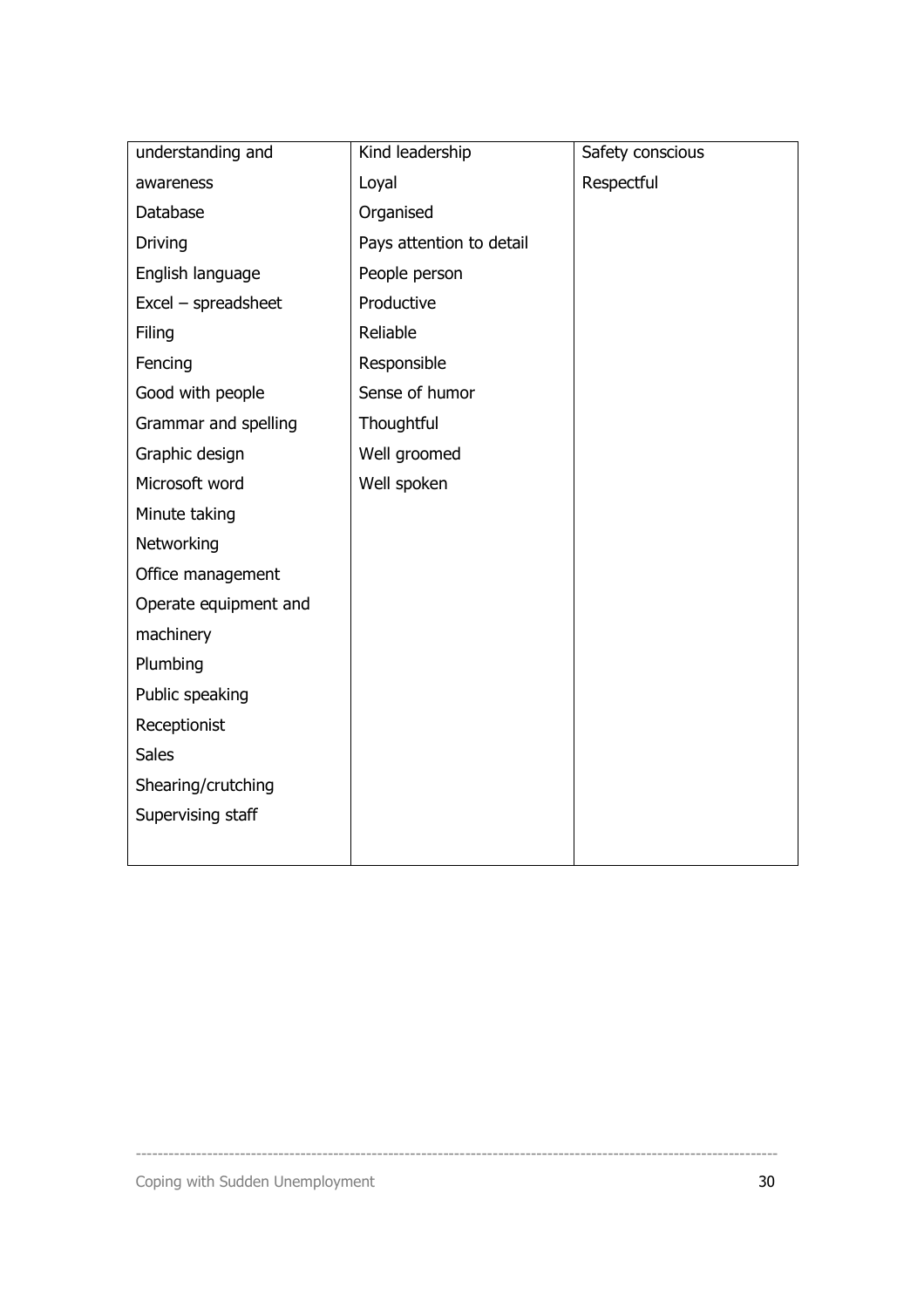| | | |
|---|---|---|
| understanding and awareness | Kind leadership | Safety conscious |
| Database | Loyal | Respectful |
| Driving | Organised | |
| English language | Pays attention to detail | |
| Excel – spreadsheet | People person | |
| Filing | Productive | |
| Fencing | Reliable | |
| Good with people | Responsible | |
| Grammar and spelling | Sense of humor | |
| Graphic design | Thoughtful | |
| Microsoft word | Well groomed | |
| Minute taking | Well spoken | |
| Networking | | |
| Office management | | |
| Operate equipment and machinery | | |
| Plumbing | | |
| Public speaking | | |
| Receptionist | | |
| Sales | | |
| Shearing/crutching | | |
| Supervising staff | | |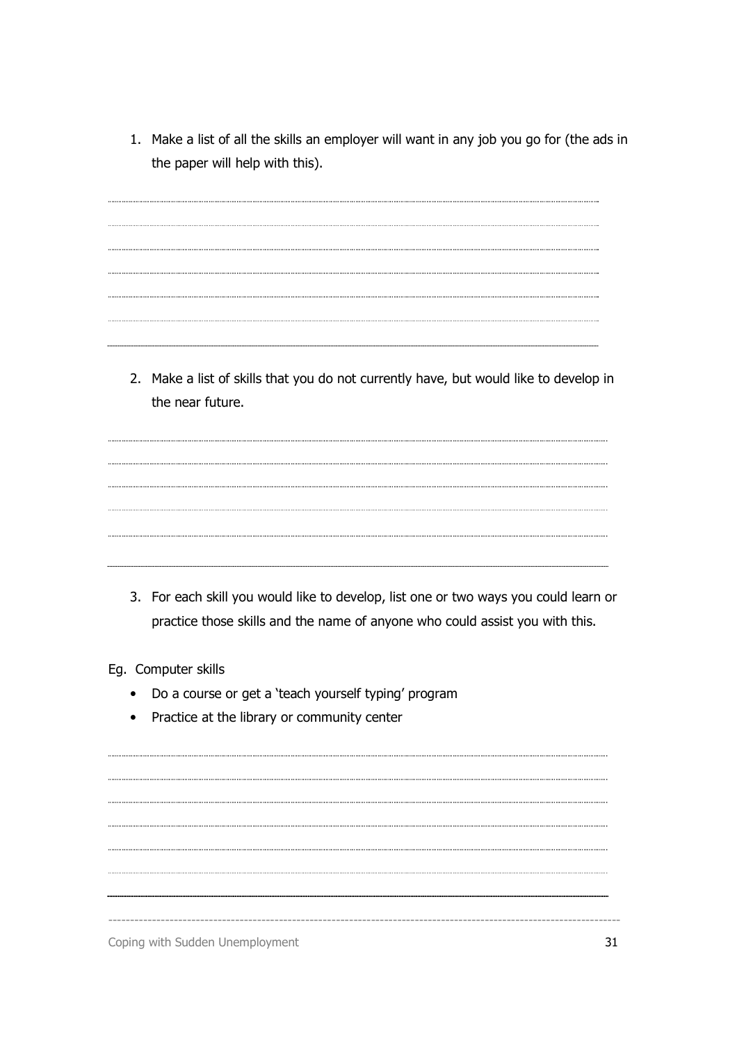1. Make a list of all the skills an employer will want in any job you go for (the ads in the paper will help with this).

2. Make a list of skills that you do not currently have, but would like to develop in the near future.

3. For each skill you would like to develop, list one or two ways you could learn or practice those skills and the name of anyone who could assist you with this.

Eg. Computer skills

- Do a course or get a 'teach yourself typing' program
- Practice at the library or community center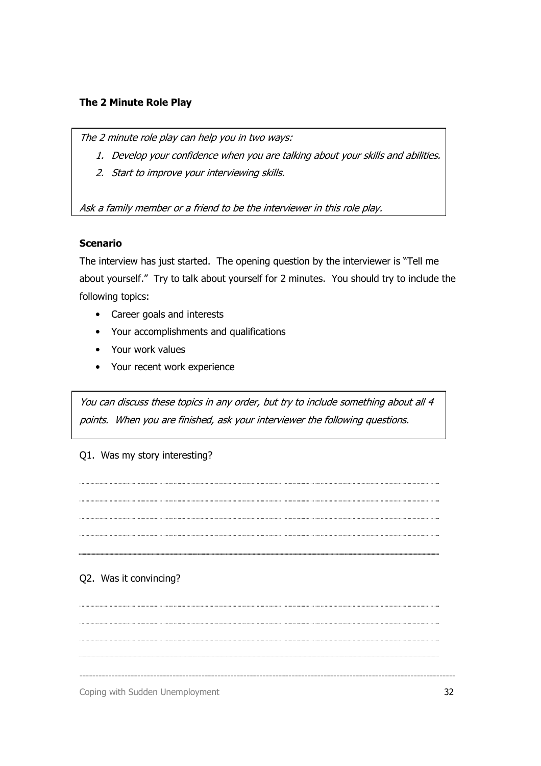**The 2 Minute Role Play**

*The 2 minute role play can help you in two ways:*

1. *Develop your confidence when you are talking about your skills and abilities.*
2. *Start to improve your interviewing skills.*

*Ask a family member or a friend to be the interviewer in this role play.*

**Scenario**

The interview has just started. The opening question by the interviewer is "Tell me about yourself." Try to talk about yourself for 2 minutes. You should try to include the following topics:

- Career goals and interests
- Your accomplishments and qualifications
- Your work values
- Your recent work experience

*You can discuss these topics in any order, but try to include something about all 4 points. When you are finished, ask your interviewer the following questions.*

Q1. Was my story interesting?

Q2. Was it convincing?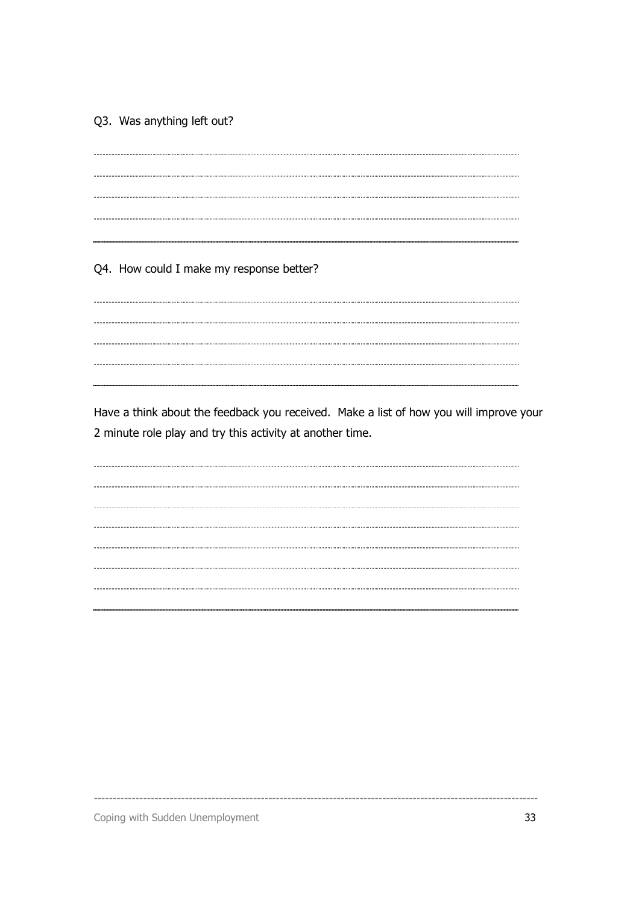Q3. Was anything left out?

Q4. How could I make my response better?

Have a think about the feedback you received. Make a list of how you will improve your 2 minute role play and try this activity at another time.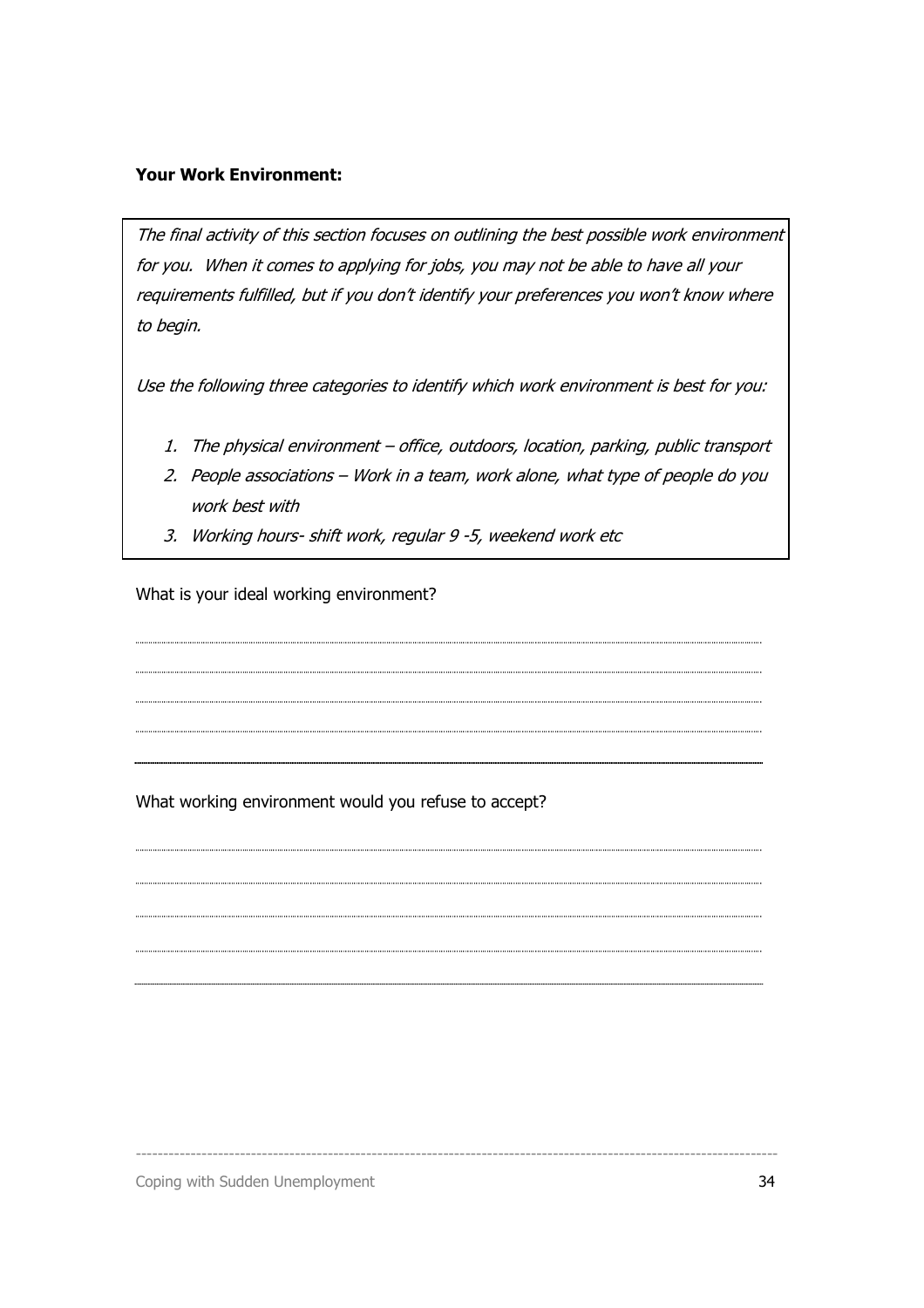**Your Work Environment:**

*The final activity of this section focuses on outlining the best possible work environment for you. When it comes to applying for jobs, you may not be able to have all your requirements fulfilled, but if you don't identify your preferences you won't know where to begin.*

*Use the following three categories to identify which work environment is best for you:*

1. *The physical environment – office, outdoors, location, parking, public transport*
2. *People associations – Work in a team, work alone, what type of people do you work best with*
3. *Working hours- shift work, regular 9 -5, weekend work etc*

What is your ideal working environment?

.....................................................................................................................................................

.....................................................................................................................................................

.....................................................................................................................................................

.....................................................................................................................................................

.....................................................................................................................................................

What working environment would you refuse to accept?

.....................................................................................................................................................

.....................................................................................................................................................

.....................................................................................................................................................

.....................................................................................................................................................

.....................................................................................................................................................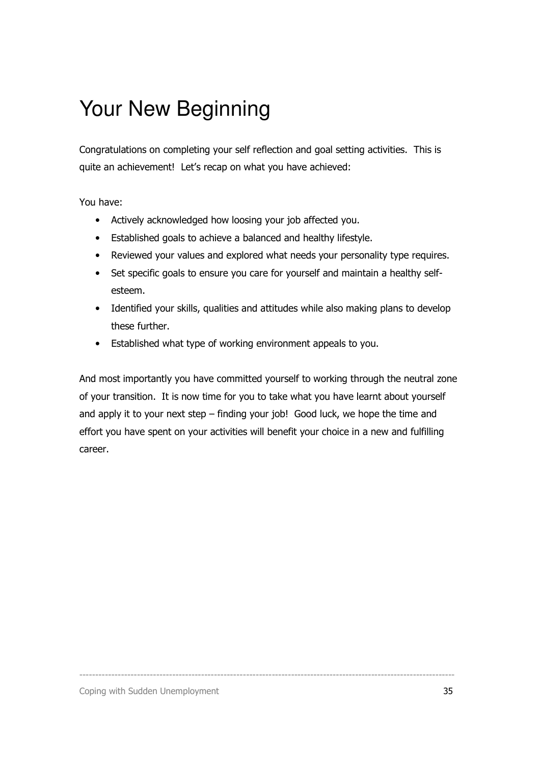# Your New Beginning

Congratulations on completing your self reflection and goal setting activities. This is quite an achievement! Let's recap on what you have achieved:

You have:

- Actively acknowledged how loosing your job affected you.
- Established goals to achieve a balanced and healthy lifestyle.
- Reviewed your values and explored what needs your personality type requires.
- Set specific goals to ensure you care for yourself and maintain a healthy self-esteem.
- Identified your skills, qualities and attitudes while also making plans to develop these further.
- Established what type of working environment appeals to you.

And most importantly you have committed yourself to working through the neutral zone of your transition. It is now time for you to take what you have learnt about yourself and apply it to your next step – finding your job! Good luck, we hope the time and effort you have spent on your activities will benefit your choice in a new and fulfilling career.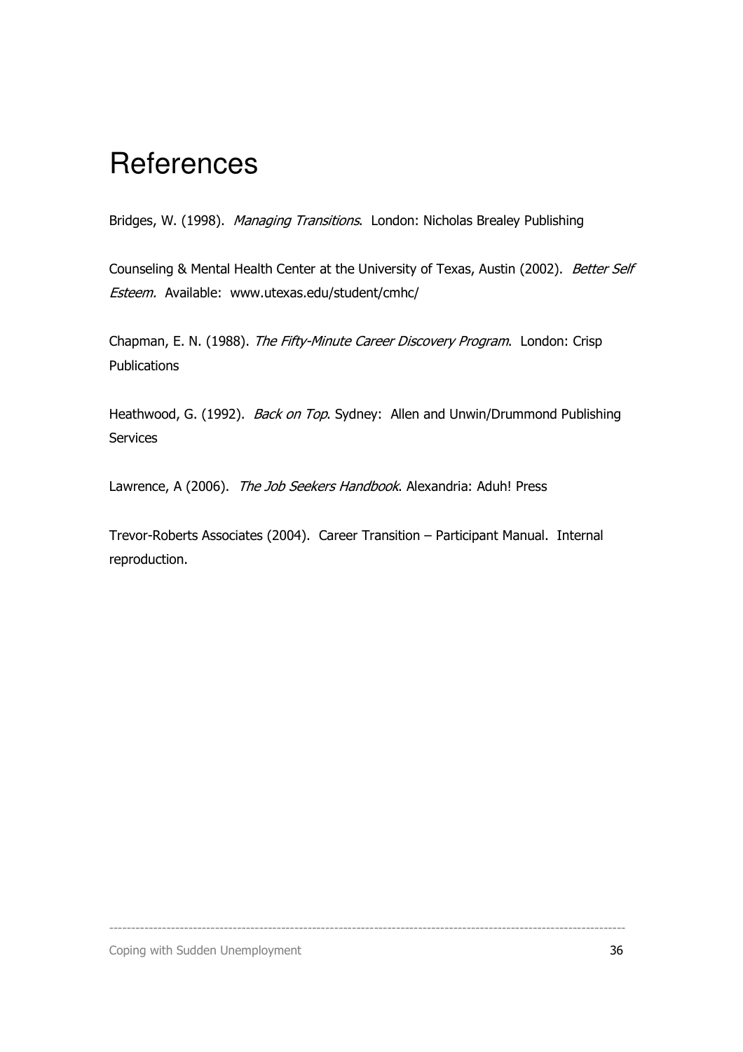# References

Bridges, W. (1998). *Managing Transitions*. London: Nicholas Brealey Publishing

Counseling & Mental Health Center at the University of Texas, Austin (2002). *Better Self Esteem.* Available: www.utexas.edu/student/cmhc/

Chapman, E. N. (1988). *The Fifty-Minute Career Discovery Program*. London: Crisp Publications

Heathwood, G. (1992). *Back on Top*. Sydney: Allen and Unwin/Drummond Publishing Services

Lawrence, A (2006). *The Job Seekers Handbook*. Alexandria: Aduh! Press

Trevor-Roberts Associates (2004). Career Transition – Participant Manual. Internal reproduction.